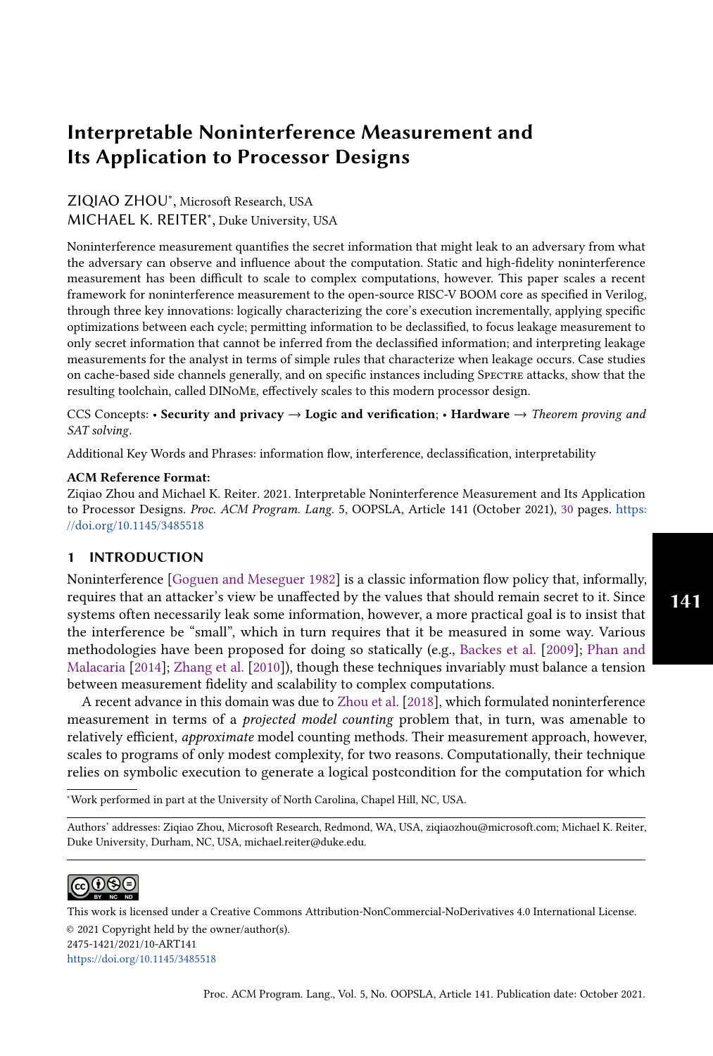# Interpretable Noninterference Measurement and Its Application to Processor Designs

ZIQIAO ZHOU*, Microsoft Research, USA
MICHAEL K. REITER*, Duke University, USA

Noninterference measurement quantifies the secret information that might leak to an adversary from what the adversary can observe and influence about the computation. Static and high-fidelity noninterference measurement has been difficult to scale to complex computations, however. This paper scales a recent framework for noninterference measurement to the open-source RISC-V BOOM core as specified in Verilog, through three key innovations: logically characterizing the core's execution incrementally, applying specific optimizations between each cycle; permitting information to be declassified, to focus leakage measurement to only secret information that cannot be inferred from the declassified information; and interpreting leakage measurements for the analyst in terms of simple rules that characterize when leakage occurs. Case studies on cache-based side channels generally, and on specific instances including Spectre attacks, show that the resulting toolchain, called DINoMe, effectively scales to this modern processor design.

CCS Concepts: • **Security and privacy** → **Logic and verification**; • **Hardware** → *Theorem proving and SAT solving*.

Additional Key Words and Phrases: information flow, interference, declassification, interpretability

**ACM Reference Format:**
Ziqiao Zhou and Michael K. Reiter. 2021. Interpretable Noninterference Measurement and Its Application to Processor Designs. *Proc. ACM Program. Lang.* 5, OOPSLA, Article 141 (October 2021), 30 pages. https://doi.org/10.1145/3485518

## 1 INTRODUCTION

Noninterference [Goguen and Meseguer 1982] is a classic information flow policy that, informally, requires that an attacker's view be unaffected by the values that should remain secret to it. Since systems often necessarily leak some information, however, a more practical goal is to insist that the interference be "small", which in turn requires that it be measured in some way. Various methodologies have been proposed for doing so statically (e.g., Backes et al. [2009]; Phan and Malacaria [2014]; Zhang et al. [2010]), though these techniques invariably must balance a tension between measurement fidelity and scalability to complex computations.

A recent advance in this domain was due to Zhou et al. [2018], which formulated noninterference measurement in terms of a *projected model counting* problem that, in turn, was amenable to relatively efficient, *approximate* model counting methods. Their measurement approach, however, scales to programs of only modest complexity, for two reasons. Computationally, their technique relies on symbolic execution to generate a logical postcondition for the computation for which

*Work performed in part at the University of North Carolina, Chapel Hill, NC, USA.

Authors' addresses: Ziqiao Zhou, Microsoft Research, Redmond, WA, USA, ziqiaozhou@microsoft.com; Michael K. Reiter, Duke University, Durham, NC, USA, michael.reiter@duke.edu.

This work is licensed under a Creative Commons Attribution-NonCommercial-NoDerivatives 4.0 International License.
© 2021 Copyright held by the owner/author(s).
2475-1421/2021/10-ART141
https://doi.org/10.1145/3485518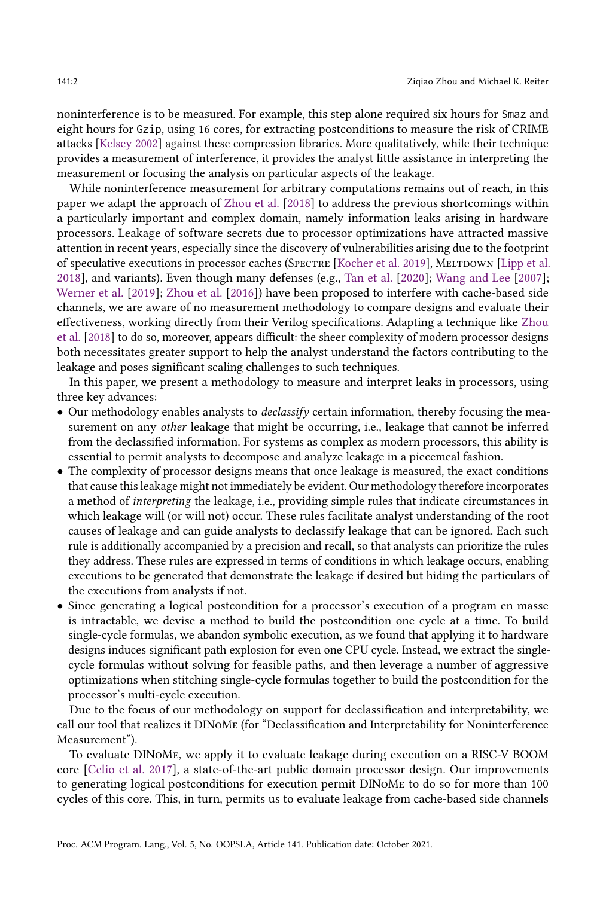noninterference is to be measured. For example, this step alone required six hours for Smaz and eight hours for Gzip, using 16 cores, for extracting postconditions to measure the risk of CRIME attacks [Kelsey 2002] against these compression libraries. More qualitatively, while their technique provides a measurement of interference, it provides the analyst little assistance in interpreting the measurement or focusing the analysis on particular aspects of the leakage.

While noninterference measurement for arbitrary computations remains out of reach, in this paper we adapt the approach of Zhou et al. [2018] to address the previous shortcomings within a particularly important and complex domain, namely information leaks arising in hardware processors. Leakage of software secrets due to processor optimizations have attracted massive attention in recent years, especially since the discovery of vulnerabilities arising due to the footprint of speculative executions in processor caches (Spectre [Kocher et al. 2019], Meltdown [Lipp et al. 2018], and variants). Even though many defenses (e.g., Tan et al. [2020]; Wang and Lee [2007]; Werner et al. [2019]; Zhou et al. [2016]) have been proposed to interfere with cache-based side channels, we are aware of no measurement methodology to compare designs and evaluate their effectiveness, working directly from their Verilog specifications. Adapting a technique like Zhou et al. [2018] to do so, moreover, appears difficult: the sheer complexity of modern processor designs both necessitates greater support to help the analyst understand the factors contributing to the leakage and poses significant scaling challenges to such techniques.

In this paper, we present a methodology to measure and interpret leaks in processors, using three key advances:

- Our methodology enables analysts to *declassify* certain information, thereby focusing the measurement on any *other* leakage that might be occurring, i.e., leakage that cannot be inferred from the declassified information. For systems as complex as modern processors, this ability is essential to permit analysts to decompose and analyze leakage in a piecemeal fashion.
- The complexity of processor designs means that once leakage is measured, the exact conditions that cause this leakage might not immediately be evident. Our methodology therefore incorporates a method of *interpreting* the leakage, i.e., providing simple rules that indicate circumstances in which leakage will (or will not) occur. These rules facilitate analyst understanding of the root causes of leakage and can guide analysts to declassify leakage that can be ignored. Each such rule is additionally accompanied by a precision and recall, so that analysts can prioritize the rules they address. These rules are expressed in terms of conditions in which leakage occurs, enabling executions to be generated that demonstrate the leakage if desired but hiding the particulars of the executions from analysts if not.
- Since generating a logical postcondition for a processor's execution of a program en masse is intractable, we devise a method to build the postcondition one cycle at a time. To build single-cycle formulas, we abandon symbolic execution, as we found that applying it to hardware designs induces significant path explosion for even one CPU cycle. Instead, we extract the single-cycle formulas without solving for feasible paths, and then leverage a number of aggressive optimizations when stitching single-cycle formulas together to build the postcondition for the processor's multi-cycle execution.

Due to the focus of our methodology on support for declassification and interpretability, we call our tool that realizes it DINoMe (for "<u>D</u>eclassification and <u>I</u>nterpretability for <u>No</u>ninterference <u>Me</u>asurement").

To evaluate DINoMe, we apply it to evaluate leakage during execution on a RISC-V BOOM core [Celio et al. 2017], a state-of-the-art public domain processor design. Our improvements to generating logical postconditions for execution permit DINoMe to do so for more than 100 cycles of this core. This, in turn, permits us to evaluate leakage from cache-based side channels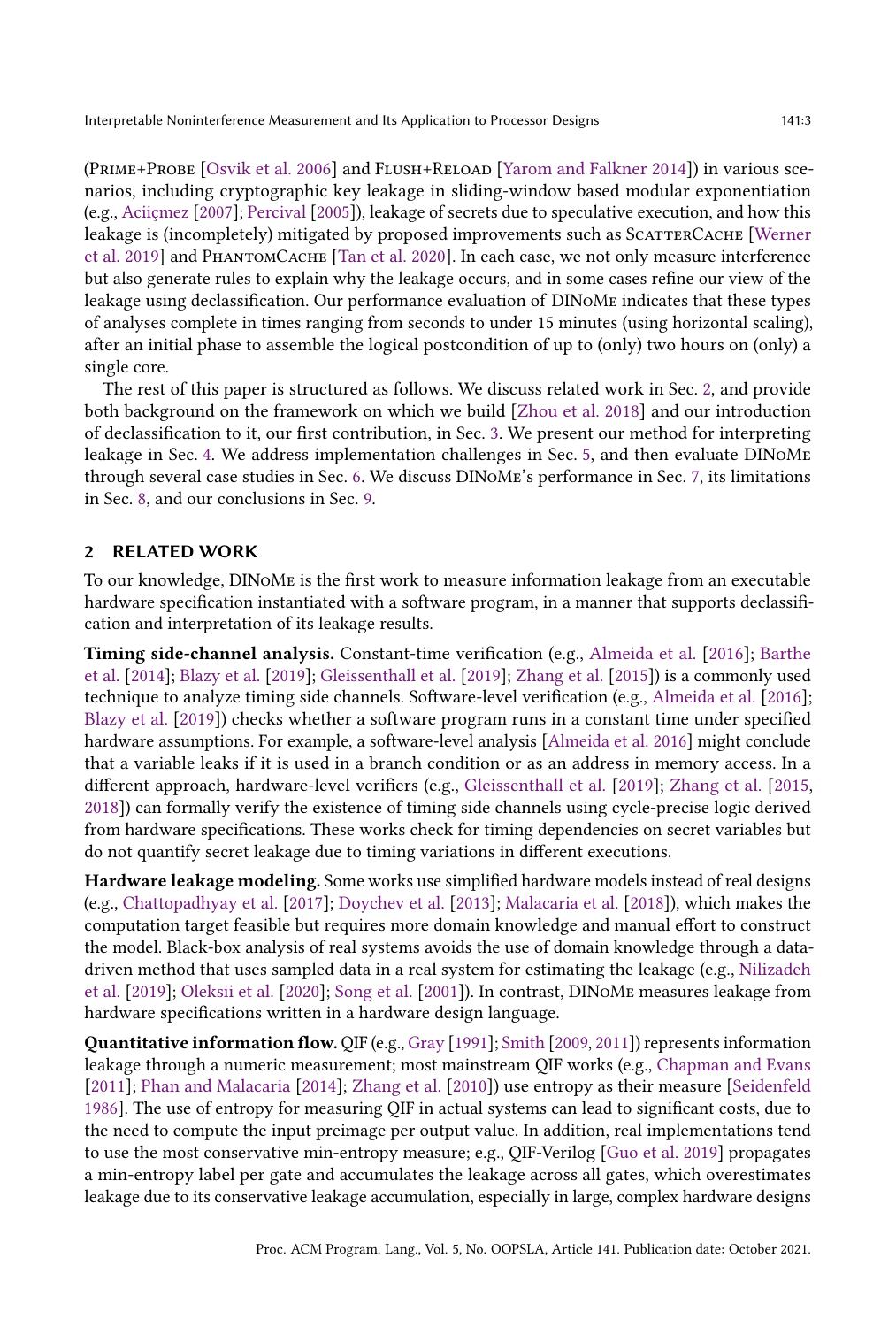(Prime+Probe [Osvik et al. 2006] and Flush+Reload [Yarom and Falkner 2014]) in various scenarios, including cryptographic key leakage in sliding-window based modular exponentiation (e.g., Aciiçmez [2007]; Percival [2005]), leakage of secrets due to speculative execution, and how this leakage is (incompletely) mitigated by proposed improvements such as ScatterCache [Werner et al. 2019] and PhantomCache [Tan et al. 2020]. In each case, we not only measure interference but also generate rules to explain why the leakage occurs, and in some cases refine our view of the leakage using declassification. Our performance evaluation of DINoMe indicates that these types of analyses complete in times ranging from seconds to under 15 minutes (using horizontal scaling), after an initial phase to assemble the logical postcondition of up to (only) two hours on (only) a single core.

The rest of this paper is structured as follows. We discuss related work in Sec. 2, and provide both background on the framework on which we build [Zhou et al. 2018] and our introduction of declassification to it, our first contribution, in Sec. 3. We present our method for interpreting leakage in Sec. 4. We address implementation challenges in Sec. 5, and then evaluate DINoMe through several case studies in Sec. 6. We discuss DINoMe's performance in Sec. 7, its limitations in Sec. 8, and our conclusions in Sec. 9.

## 2 RELATED WORK

To our knowledge, DINoMe is the first work to measure information leakage from an executable hardware specification instantiated with a software program, in a manner that supports declassification and interpretation of its leakage results.

**Timing side-channel analysis.** Constant-time verification (e.g., Almeida et al. [2016]; Barthe et al. [2014]; Blazy et al. [2019]; Gleissenthall et al. [2019]; Zhang et al. [2015]) is a commonly used technique to analyze timing side channels. Software-level verification (e.g., Almeida et al. [2016]; Blazy et al. [2019]) checks whether a software program runs in a constant time under specified hardware assumptions. For example, a software-level analysis [Almeida et al. 2016] might conclude that a variable leaks if it is used in a branch condition or as an address in memory access. In a different approach, hardware-level verifiers (e.g., Gleissenthall et al. [2019]; Zhang et al. [2015, 2018]) can formally verify the existence of timing side channels using cycle-precise logic derived from hardware specifications. These works check for timing dependencies on secret variables but do not quantify secret leakage due to timing variations in different executions.

**Hardware leakage modeling.** Some works use simplified hardware models instead of real designs (e.g., Chattopadhyay et al. [2017]; Doychev et al. [2013]; Malacaria et al. [2018]), which makes the computation target feasible but requires more domain knowledge and manual effort to construct the model. Black-box analysis of real systems avoids the use of domain knowledge through a data-driven method that uses sampled data in a real system for estimating the leakage (e.g., Nilizadeh et al. [2019]; Oleksii et al. [2020]; Song et al. [2001]). In contrast, DINoMe measures leakage from hardware specifications written in a hardware design language.

**Quantitative information flow.** QIF (e.g., Gray [1991]; Smith [2009, 2011]) represents information leakage through a numeric measurement; most mainstream QIF works (e.g., Chapman and Evans [2011]; Phan and Malacaria [2014]; Zhang et al. [2010]) use entropy as their measure [Seidenfeld 1986]. The use of entropy for measuring QIF in actual systems can lead to significant costs, due to the need to compute the input preimage per output value. In addition, real implementations tend to use the most conservative min-entropy measure; e.g., QIF-Verilog [Guo et al. 2019] propagates a min-entropy label per gate and accumulates the leakage across all gates, which overestimates leakage due to its conservative leakage accumulation, especially in large, complex hardware designs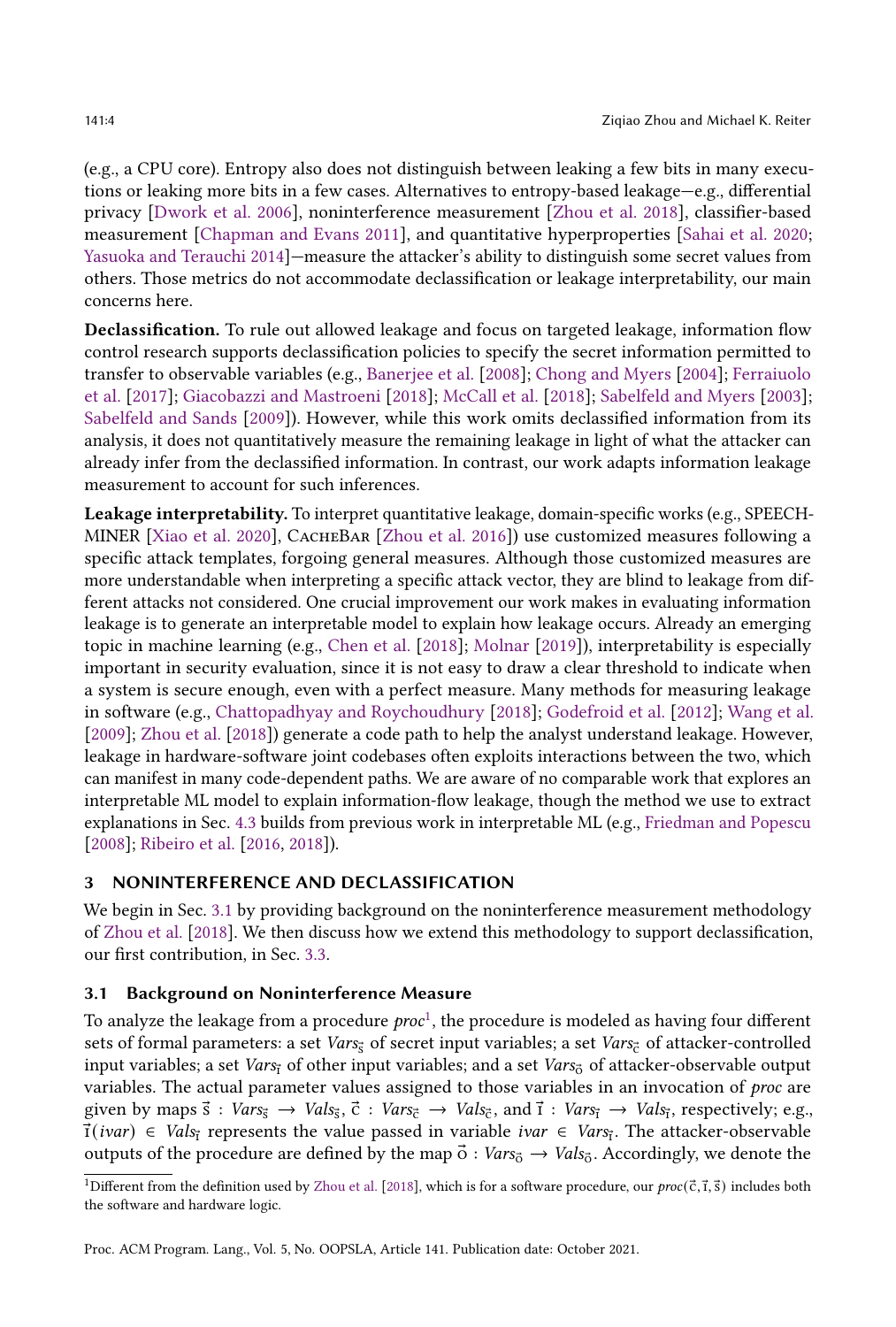(e.g., a CPU core). Entropy also does not distinguish between leaking a few bits in many executions or leaking more bits in a few cases. Alternatives to entropy-based leakage—e.g., differential privacy [Dwork et al. 2006], noninterference measurement [Zhou et al. 2018], classifier-based measurement [Chapman and Evans 2011], and quantitative hyperproperties [Sahai et al. 2020; Yasuoka and Terauchi 2014]—measure the attacker's ability to distinguish some secret values from others. Those metrics do not accommodate declassification or leakage interpretability, our main concerns here.

**Declassification.** To rule out allowed leakage and focus on targeted leakage, information flow control research supports declassification policies to specify the secret information permitted to transfer to observable variables (e.g., Banerjee et al. [2008]; Chong and Myers [2004]; Ferraiuolo et al. [2017]; Giacobazzi and Mastroeni [2018]; McCall et al. [2018]; Sabelfeld and Myers [2003]; Sabelfeld and Sands [2009]). However, while this work omits declassified information from its analysis, it does not quantitatively measure the remaining leakage in light of what the attacker can already infer from the declassified information. In contrast, our work adapts information leakage measurement to account for such inferences.

**Leakage interpretability.** To interpret quantitative leakage, domain-specific works (e.g., SPEECH-MINER [Xiao et al. 2020], CacheBar [Zhou et al. 2016]) use customized measures following a specific attack templates, forgoing general measures. Although those customized measures are more understandable when interpreting a specific attack vector, they are blind to leakage from different attacks not considered. One crucial improvement our work makes in evaluating information leakage is to generate an interpretable model to explain how leakage occurs. Already an emerging topic in machine learning (e.g., Chen et al. [2018]; Molnar [2019]), interpretability is especially important in security evaluation, since it is not easy to draw a clear threshold to indicate when a system is secure enough, even with a perfect measure. Many methods for measuring leakage in software (e.g., Chattopadhyay and Roychoudhury [2018]; Godefroid et al. [2012]; Wang et al. [2009]; Zhou et al. [2018]) generate a code path to help the analyst understand leakage. However, leakage in hardware-software joint codebases often exploits interactions between the two, which can manifest in many code-dependent paths. We are aware of no comparable work that explores an interpretable ML model to explain information-flow leakage, though the method we use to extract explanations in Sec. 4.3 builds from previous work in interpretable ML (e.g., Friedman and Popescu [2008]; Ribeiro et al. [2016, 2018]).

## 3 NONINTERFERENCE AND DECLASSIFICATION

We begin in Sec. 3.1 by providing background on the noninterference measurement methodology of Zhou et al. [2018]. We then discuss how we extend this methodology to support declassification, our first contribution, in Sec. 3.3.

### 3.1 Background on Noninterference Measure

To analyze the leakage from a procedure *proc*[1], the procedure is modeled as having four different sets of formal parameters: a set $Vars_{\vec{s}}$ of secret input variables; a set $Vars_{\vec{c}}$ of attacker-controlled input variables; a set $Vars_{\vec{\imath}}$ of other input variables; and a set $Vars_{\vec{o}}$ of attacker-observable output variables. The actual parameter values assigned to those variables in an invocation of *proc* are given by maps $\vec{s} : Vars_{\vec{s}} \rightarrow Vals_{\vec{s}}$, $\vec{c} : Vars_{\vec{c}} \rightarrow Vals_{\vec{c}}$, and $\vec{\imath} : Vars_{\vec{\imath}} \rightarrow Vals_{\vec{\imath}}$, respectively; e.g., $\vec{\imath}(ivar) \in Vals_{\vec{\imath}}$ represents the value passed in variable $ivar \in Vars_{\vec{\imath}}$. The attacker-observable outputs of the procedure are defined by the map $\vec{o} : Vars_{\vec{o}} \rightarrow Vals_{\vec{o}}$. Accordingly, we denote the

[1] Different from the definition used by Zhou et al. [2018], which is for a software procedure, our $proc(\vec{c}, \vec{\imath}, \vec{s})$ includes both the software and hardware logic.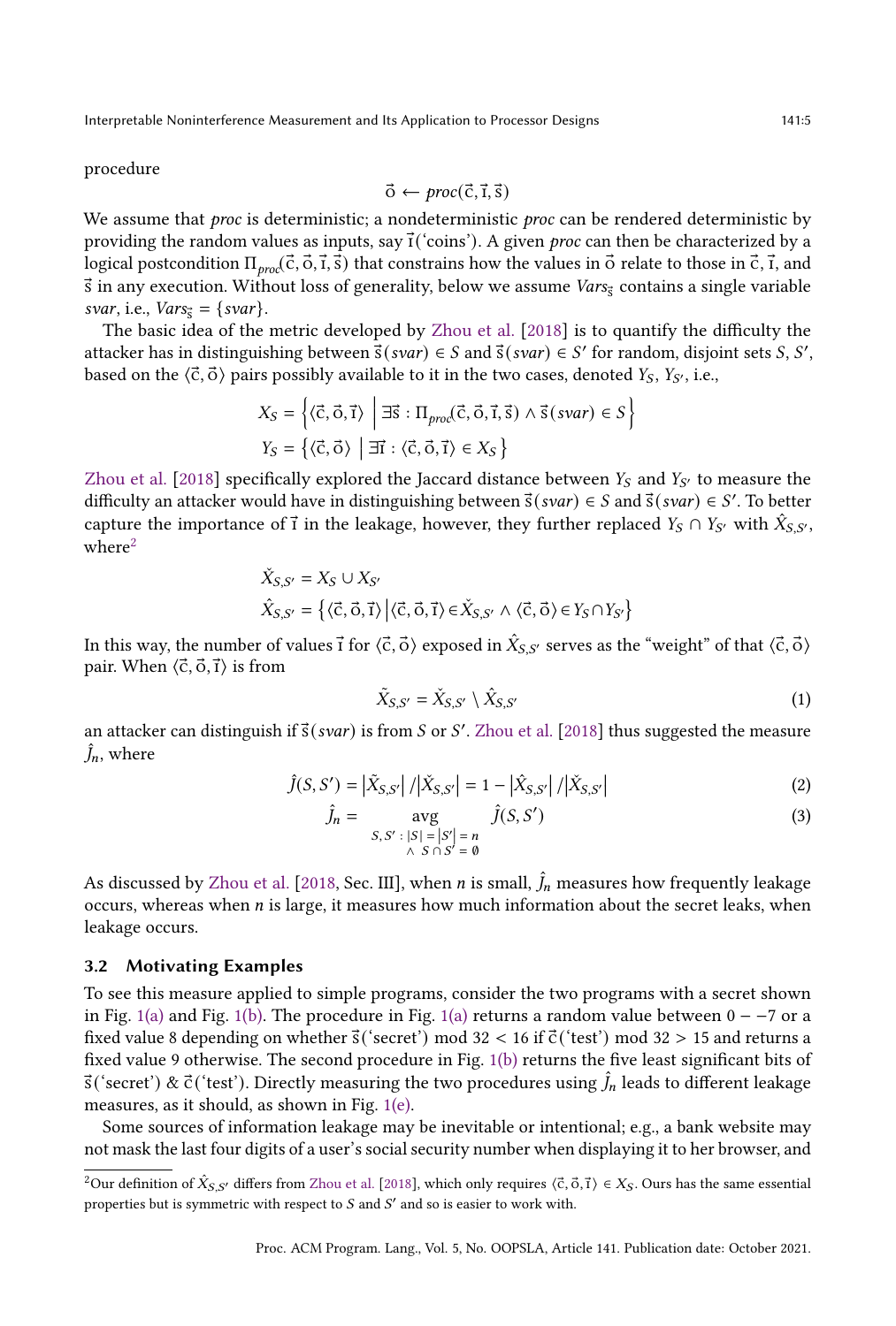procedure

$$\vec{o} \leftarrow proc(\vec{c}, \vec{\imath}, \vec{s})$$

We assume that *proc* is deterministic; a nondeterministic *proc* can be rendered deterministic by providing the random values as inputs, say $\vec{\imath}$('coins'). A given *proc* can then be characterized by a logical postcondition $\Pi_{proc}(\vec{c}, \vec{o}, \vec{\imath}, \vec{s})$ that constrains how the values in $\vec{o}$ relate to those in $\vec{c}$, $\vec{\imath}$, and $\vec{s}$ in any execution. Without loss of generality, below we assume $Vars_{\vec{s}}$ contains a single variable *svar*, i.e., $Vars_{\vec{s}} = \{svar\}$.

The basic idea of the metric developed by Zhou et al. [2018] is to quantify the difficulty the attacker has in distinguishing between $\vec{s}(svar) \in S$ and $\vec{s}(svar) \in S'$ for random, disjoint sets $S$, $S'$, based on the $\langle \vec{c}, \vec{o} \rangle$ pairs possibly available to it in the two cases, denoted $Y_S$, $Y_{S'}$, i.e.,

$$X_S = \left\{ \langle \vec{c}, \vec{o}, \vec{\imath} \rangle \;\middle|\; \exists \vec{s} : \Pi_{proc}(\vec{c}, \vec{o}, \vec{\imath}, \vec{s}) \wedge \vec{s}(svar) \in S \right\}$$

$$Y_S = \left\{ \langle \vec{c}, \vec{o} \rangle \;\middle|\; \exists \vec{\imath} : \langle \vec{c}, \vec{o}, \vec{\imath} \rangle \in X_S \right\}$$

Zhou et al. [2018] specifically explored the Jaccard distance between $Y_S$ and $Y_{S'}$ to measure the difficulty an attacker would have in distinguishing between $\vec{s}(svar) \in S$ and $\vec{s}(svar) \in S'$. To better capture the importance of $\vec{\imath}$ in the leakage, however, they further replaced $Y_S \cap Y_{S'}$ with $\hat{X}_{S,S'}$, where[2]

$$\check{X}_{S,S'} = X_S \cup X_{S'}$$

$$\hat{X}_{S,S'} = \left\{ \langle \vec{c}, \vec{o}, \vec{\imath} \rangle \;\middle|\; \langle \vec{c}, \vec{o}, \vec{\imath} \rangle \in \check{X}_{S,S'} \wedge \langle \vec{c}, \vec{o} \rangle \in Y_S \cap Y_{S'} \right\}$$

In this way, the number of values $\vec{\imath}$ for $\langle \vec{c}, \vec{o} \rangle$ exposed in $\hat{X}_{S,S'}$ serves as the "weight" of that $\langle \vec{c}, \vec{o} \rangle$ pair. When $\langle \vec{c}, \vec{o}, \vec{\imath} \rangle$ is from

$$\tilde{X}_{S,S'} = \check{X}_{S,S'} \setminus \hat{X}_{S,S'} \tag{1}$$

an attacker can distinguish if $\vec{s}(svar)$ is from $S$ or $S'$. Zhou et al. [2018] thus suggested the measure $\hat{J}_n$, where

$$\hat{J}(S, S') = \left|\tilde{X}_{S,S'}\right| / \left|\check{X}_{S,S'}\right| = 1 - \left|\hat{X}_{S,S'}\right| / \left|\check{X}_{S,S'}\right| \tag{2}$$

$$\hat{J}_n = \underset{\substack{S, S' \,:\, |S| = |S'| = n \\ \wedge\; S \cap S' = \emptyset}}{\text{avg}} \hat{J}(S, S') \tag{3}$$

As discussed by Zhou et al. [2018, Sec. III], when $n$ is small, $\hat{J}_n$ measures how frequently leakage occurs, whereas when $n$ is large, it measures how much information about the secret leaks, when leakage occurs.

### 3.2 Motivating Examples

To see this measure applied to simple programs, consider the two programs with a secret shown in Fig. 1(a) and Fig. 1(b). The procedure in Fig. 1(a) returns a random value between $0 - -7$ or a fixed value 8 depending on whether $\vec{s}$('secret') mod 32 < 16 if $\vec{c}$('test') mod 32 > 15 and returns a fixed value 9 otherwise. The second procedure in Fig. 1(b) returns the five least significant bits of $\vec{s}$('secret') & $\vec{c}$('test'). Directly measuring the two procedures using $\hat{J}_n$ leads to different leakage measures, as it should, as shown in Fig. 1(e).

Some sources of information leakage may be inevitable or intentional; e.g., a bank website may not mask the last four digits of a user's social security number when displaying it to her browser, and

[2] Our definition of $\hat{X}_{S,S'}$ differs from Zhou et al. [2018], which only requires $\langle \vec{c}, \vec{o}, \vec{\imath} \rangle \in X_S$. Ours has the same essential properties but is symmetric with respect to $S$ and $S'$ and so is easier to work with.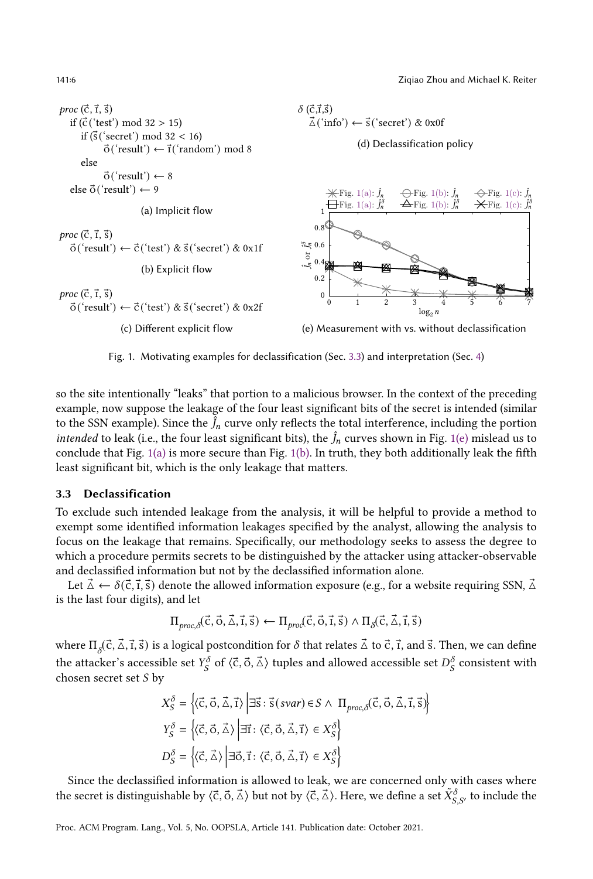```
proc (c⃗, ı⃗, s⃗)
   if (c⃗('test') mod 32 > 15)
      if (s⃗('secret') mod 32 < 16)
         o⃗('result') ← ı⃗('random') mod 8
      else
         o⃗('result') ← 8
   else o⃗('result') ← 9
```

(a) Implicit flow

```
proc (c⃗, ı⃗, s⃗)
   o⃗('result') ← c⃗('test') & s⃗('secret') & 0x1f
```

(b) Explicit flow

```
proc (c⃗, ı⃗, s⃗)
   o⃗('result') ← c⃗('test') & s⃗('secret') & 0x2f
```

(c) Different explicit flow

```
δ (c⃗,ı⃗,s⃗)
   △⃗('info') ← s⃗('secret') & 0x0f
```

(d) Declassification policy

(e) Measurement with vs. without declassification

Fig. 1. Motivating examples for declassification (Sec. 3.3) and interpretation (Sec. 4)

so the site intentionally "leaks" that portion to a malicious browser. In the context of the preceding example, now suppose the leakage of the four least significant bits of the secret is intended (similar to the SSN example). Since the $\hat{J}_n$ curve only reflects the total interference, including the portion *intended* to leak (i.e., the four least significant bits), the $\hat{J}_n$ curves shown in Fig. 1(e) mislead us to conclude that Fig. 1(a) is more secure than Fig. 1(b). In truth, they both additionally leak the fifth least significant bit, which is the only leakage that matters.

### 3.3 Declassification

To exclude such intended leakage from the analysis, it will be helpful to provide a method to exempt some identified information leakages specified by the analyst, allowing the analysis to focus on the leakage that remains. Specifically, our methodology seeks to assess the degree to which a procedure permits secrets to be distinguished by the attacker using attacker-observable and declassified information but not by the declassified information alone.

Let $\vec{\triangle} \leftarrow \delta(\vec{c}, \vec{\imath}, \vec{s})$ denote the allowed information exposure (e.g., for a website requiring SSN, $\vec{\triangle}$ is the last four digits), and let

$$\Pi_{proc,\delta}(\vec{c}, \vec{o}, \vec{\triangle}, \vec{\imath}, \vec{s}) \leftarrow \Pi_{proc}(\vec{c}, \vec{o}, \vec{\imath}, \vec{s}) \wedge \Pi_{\delta}(\vec{c}, \vec{\triangle}, \vec{\imath}, \vec{s})$$

where $\Pi_{\delta}(\vec{c}, \vec{\triangle}, \vec{\imath}, \vec{s})$ is a logical postcondition for $\delta$ that relates $\vec{\triangle}$ to $\vec{c}$, $\vec{\imath}$, and $\vec{s}$. Then, we can define the attacker's accessible set $Y_S^{\delta}$ of $\langle \vec{c}, \vec{o}, \vec{\triangle} \rangle$ tuples and allowed accessible set $D_S^{\delta}$ consistent with chosen secret set $S$ by

$$X_S^{\delta} = \left\{ \langle \vec{c}, \vec{o}, \vec{\triangle}, \vec{\imath} \rangle \;\middle|\; \exists \vec{s} : \vec{s}(svar) \in S \wedge \Pi_{proc,\delta}(\vec{c}, \vec{o}, \vec{\triangle}, \vec{\imath}, \vec{s}) \right\}$$

$$Y_S^{\delta} = \left\{ \langle \vec{c}, \vec{o}, \vec{\triangle} \rangle \;\middle|\; \exists \vec{\imath} : \langle \vec{c}, \vec{o}, \vec{\triangle}, \vec{\imath} \rangle \in X_S^{\delta} \right\}$$

$$D_S^{\delta} = \left\{ \langle \vec{c}, \vec{\triangle} \rangle \;\middle|\; \exists \vec{o}, \vec{\imath} : \langle \vec{c}, \vec{o}, \vec{\triangle}, \vec{\imath} \rangle \in X_S^{\delta} \right\}$$

Since the declassified information is allowed to leak, we are concerned only with cases where the secret is distinguishable by $\langle \vec{c}, \vec{o}, \vec{\triangle} \rangle$ but not by $\langle \vec{c}, \vec{\triangle} \rangle$. Here, we define a set $\tilde{X}_{S,S'}^{\delta}$ to include the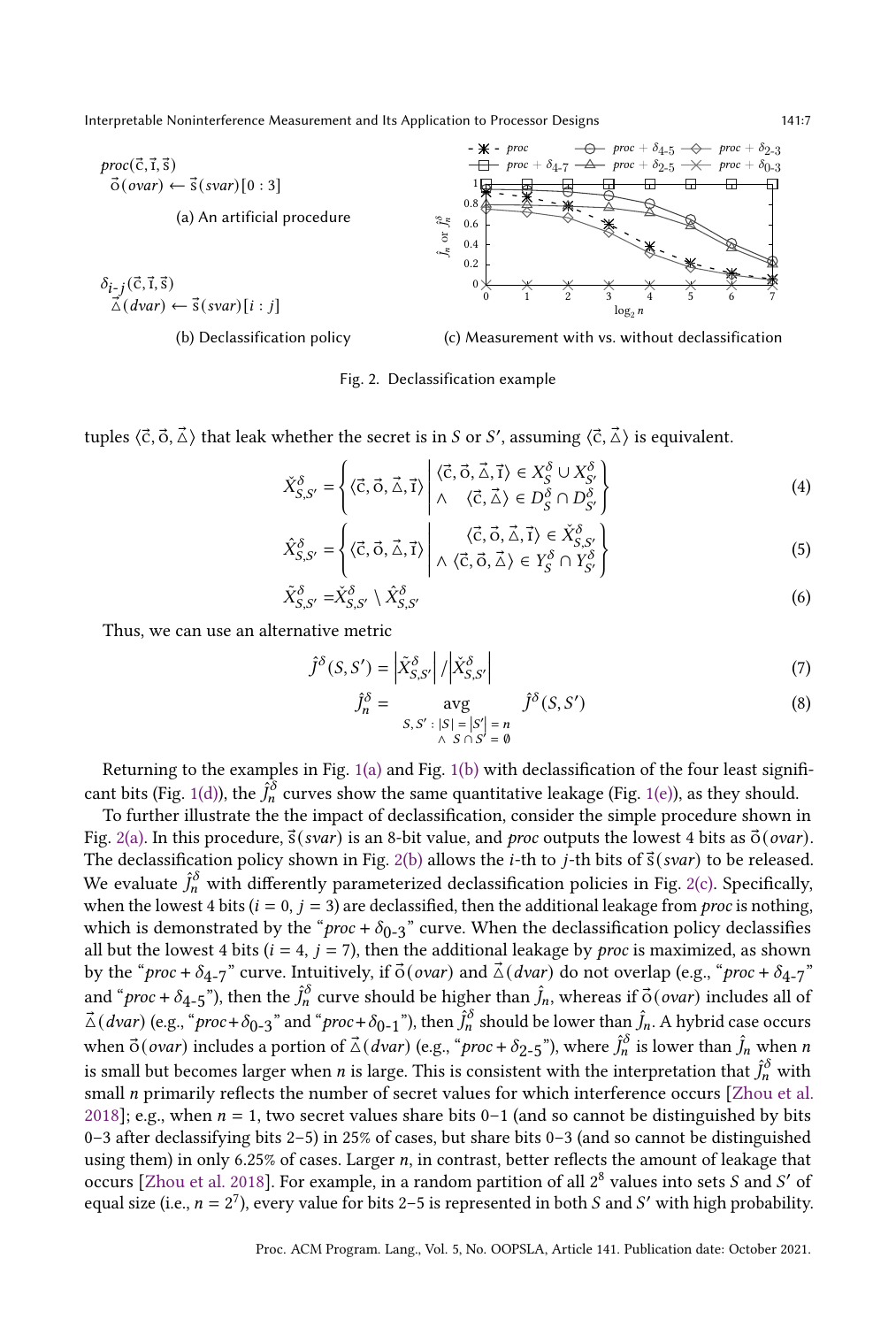$proc(\vec{c}, \vec{\imath}, \vec{s})$
$\vec{o}(ovar) \leftarrow \vec{s}(svar)[0:3]$

(a) An artificial procedure

$\delta_{i\text{-}j}(\vec{c}, \vec{\imath}, \vec{s})$
$\vec{\triangle}(dvar) \leftarrow \vec{s}(svar)[i:j]$

(b) Declassification policy

(c) Measurement with vs. without declassification

Fig. 2. Declassification example

tuples $\langle \vec{c}, \vec{o}, \vec{\triangle} \rangle$ that leak whether the secret is in $S$ or $S'$, assuming $\langle \vec{c}, \vec{\triangle} \rangle$ is equivalent.

$$\check{X}^{\delta}_{S,S'} = \left\{ \langle \vec{c}, \vec{o}, \vec{\triangle}, \vec{\imath} \rangle \;\middle|\; \begin{array}{l} \langle \vec{c}, \vec{o}, \vec{\triangle}, \vec{\imath} \rangle \in X^{\delta}_{S} \cup X^{\delta}_{S'} \\ \wedge \quad \langle \vec{c}, \vec{\triangle} \rangle \in D^{\delta}_{S} \cap D^{\delta}_{S'} \end{array} \right\} \tag{4}$$

$$\hat{X}^{\delta}_{S,S'} = \left\{ \langle \vec{c}, \vec{o}, \vec{\triangle}, \vec{\imath} \rangle \;\middle|\; \begin{array}{l} \langle \vec{c}, \vec{o}, \vec{\triangle}, \vec{\imath} \rangle \in \check{X}^{\delta}_{S,S'} \\ \wedge \langle \vec{c}, \vec{o}, \vec{\triangle} \rangle \in Y^{\delta}_{S} \cap Y^{\delta}_{S'} \end{array} \right\} \tag{5}$$

$$\tilde{X}^{\delta}_{S,S'} = \check{X}^{\delta}_{S,S'} \setminus \hat{X}^{\delta}_{S,S'} \tag{6}$$

Thus, we can use an alternative metric

$$\hat{J}^{\delta}(S, S') = \left|\tilde{X}^{\delta}_{S,S'}\right| / \left|\check{X}^{\delta}_{S,S'}\right| \tag{7}$$

$$\hat{J}^{\delta}_{n} = \underset{\substack{S,S' : |S| = |S'| = n \\ \wedge\ S \cap S' = \emptyset}}{\text{avg}} \hat{J}^{\delta}(S, S') \tag{8}$$

Returning to the examples in Fig. 1(a) and Fig. 1(b) with declassification of the four least significant bits (Fig. 1(d)), the $\hat{J}^{\delta}_{n}$ curves show the same quantitative leakage (Fig. 1(e)), as they should.

To further illustrate the the impact of declassification, consider the simple procedure shown in Fig. 2(a). In this procedure, $\vec{s}(svar)$ is an 8-bit value, and *proc* outputs the lowest 4 bits as $\vec{o}(ovar)$. The declassification policy shown in Fig. 2(b) allows the $i$-th to $j$-th bits of $\vec{s}(svar)$ to be released. We evaluate $\hat{J}^{\delta}_{n}$ with differently parameterized declassification policies in Fig. 2(c). Specifically, when the lowest 4 bits ($i = 0$, $j = 3$) are declassified, then the additional leakage from *proc* is nothing, which is demonstrated by the "$proc + \delta_{0\text{-}3}$" curve. When the declassification policy declassifies all but the lowest 4 bits ($i = 4$, $j = 7$), then the additional leakage by *proc* is maximized, as shown by the "$proc + \delta_{4\text{-}7}$" curve. Intuitively, if $\vec{o}(ovar)$ and $\vec{\triangle}(dvar)$ do not overlap (e.g., "$proc + \delta_{4\text{-}7}$" and "$proc + \delta_{4\text{-}5}$"), then the $\hat{J}^{\delta}_{n}$ curve should be higher than $\hat{J}_{n}$, whereas if $\vec{o}(ovar)$ includes all of $\vec{\triangle}(dvar)$ (e.g., "$proc + \delta_{0\text{-}3}$" and "$proc + \delta_{0\text{-}1}$"), then $\hat{J}^{\delta}_{n}$ should be lower than $\hat{J}_{n}$. A hybrid case occurs when $\vec{o}(ovar)$ includes a portion of $\vec{\triangle}(dvar)$ (e.g., "$proc + \delta_{2\text{-}5}$"), where $\hat{J}^{\delta}_{n}$ is lower than $\hat{J}_{n}$ when $n$ is small but becomes larger when $n$ is large. This is consistent with the interpretation that $\hat{J}^{\delta}_{n}$ with small $n$ primarily reflects the number of secret values for which interference occurs [Zhou et al. 2018]; e.g., when $n = 1$, two secret values share bits 0−1 (and so cannot be distinguished by bits 0−3 after declassifying bits 2−5) in 25% of cases, but share bits 0−3 (and so cannot be distinguished using them) in only 6.25% of cases. Larger $n$, in contrast, better reflects the amount of leakage that occurs [Zhou et al. 2018]. For example, in a random partition of all $2^8$ values into sets $S$ and $S'$ of equal size (i.e., $n = 2^7$), every value for bits 2−5 is represented in both $S$ and $S'$ with high probability.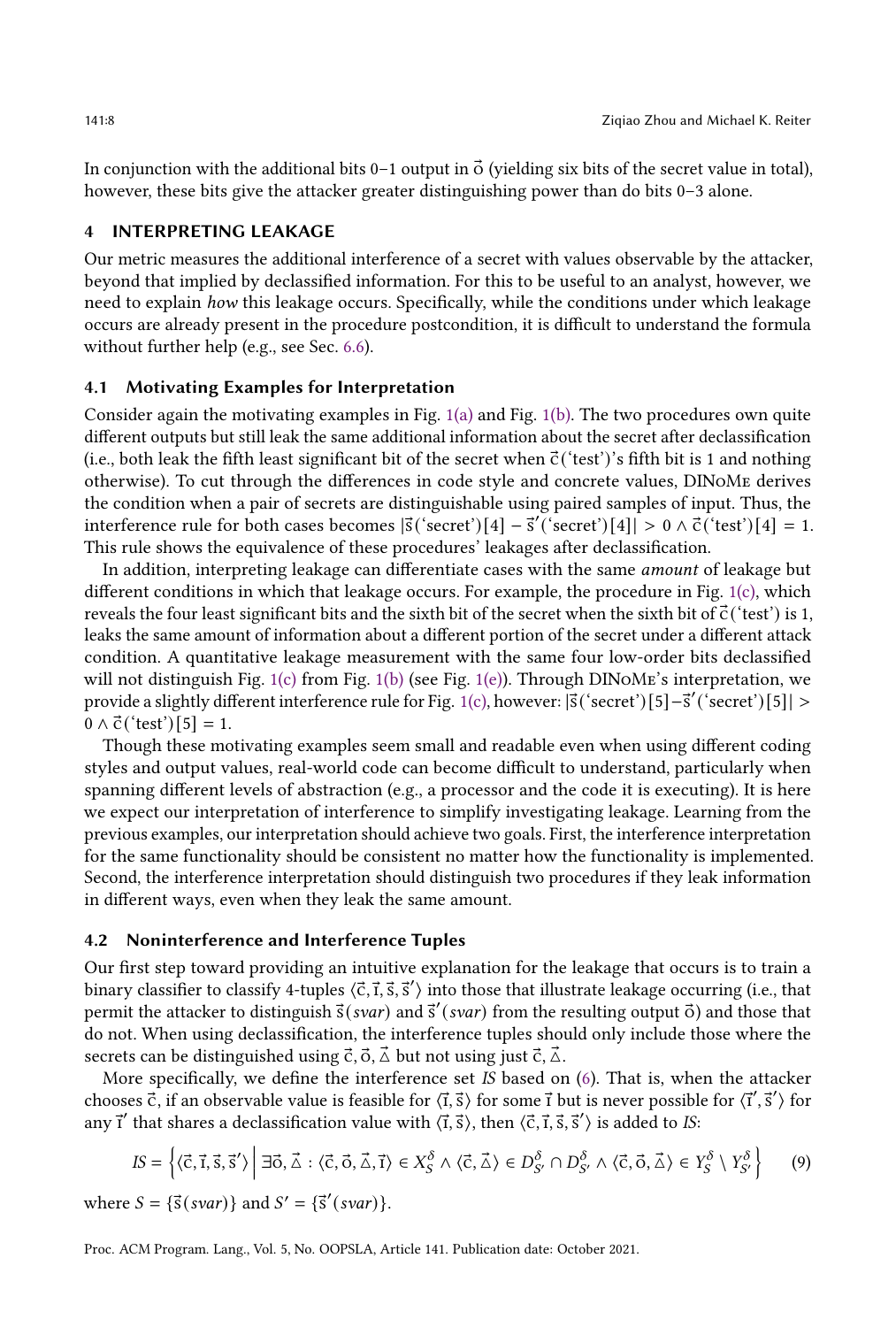In conjunction with the additional bits 0–1 output in $\vec{o}$ (yielding six bits of the secret value in total), however, these bits give the attacker greater distinguishing power than do bits 0–3 alone.

## 4 INTERPRETING LEAKAGE

Our metric measures the additional interference of a secret with values observable by the attacker, beyond that implied by declassified information. For this to be useful to an analyst, however, we need to explain *how* this leakage occurs. Specifically, while the conditions under which leakage occurs are already present in the procedure postcondition, it is difficult to understand the formula without further help (e.g., see Sec. 6.6).

### 4.1 Motivating Examples for Interpretation

Consider again the motivating examples in Fig. 1(a) and Fig. 1(b). The two procedures own quite different outputs but still leak the same additional information about the secret after declassification (i.e., both leak the fifth least significant bit of the secret when $\vec{c}$('test')'s fifth bit is 1 and nothing otherwise). To cut through the differences in code style and concrete values, DINoMe derives the condition when a pair of secrets are distinguishable using paired samples of input. Thus, the interference rule for both cases becomes $|\vec{s}(\text{'secret'})[4] - \vec{s}'(\text{'secret'})[4]| > 0 \wedge \vec{c}(\text{'test'})[4] = 1$. This rule shows the equivalence of these procedures' leakages after declassification.

In addition, interpreting leakage can differentiate cases with the same *amount* of leakage but different conditions in which that leakage occurs. For example, the procedure in Fig. 1(c), which reveals the four least significant bits and the sixth bit of the secret when the sixth bit of $\vec{c}$('test') is 1, leaks the same amount of information about a different portion of the secret under a different attack condition. A quantitative leakage measurement with the same four low-order bits declassified will not distinguish Fig. 1(c) from Fig. 1(b) (see Fig. 1(e)). Through DINoMe's interpretation, we provide a slightly different interference rule for Fig. 1(c), however: $|\vec{s}(\text{'secret'})[5] - \vec{s}'(\text{'secret'})[5]| > 0 \wedge \vec{c}(\text{'test'})[5] = 1$.

Though these motivating examples seem small and readable even when using different coding styles and output values, real-world code can become difficult to understand, particularly when spanning different levels of abstraction (e.g., a processor and the code it is executing). It is here we expect our interpretation of interference to simplify investigating leakage. Learning from the previous examples, our interpretation should achieve two goals. First, the interference interpretation for the same functionality should be consistent no matter how the functionality is implemented. Second, the interference interpretation should distinguish two procedures if they leak information in different ways, even when they leak the same amount.

### 4.2 Noninterference and Interference Tuples

Our first step toward providing an intuitive explanation for the leakage that occurs is to train a binary classifier to classify 4-tuples $\langle \vec{c}, \vec{\imath}, \vec{s}, \vec{s}' \rangle$ into those that illustrate leakage occurring (i.e., that permit the attacker to distinguish $\vec{s}(svar)$ and $\vec{s}'(svar)$ from the resulting output $\vec{o}$) and those that do not. When using declassification, the interference tuples should only include those where the secrets can be distinguished using $\vec{c}, \vec{o}, \vec{\triangle}$ but not using just $\vec{c}, \vec{\triangle}$.

More specifically, we define the interference set *IS* based on (6). That is, when the attacker chooses $\vec{c}$, if an observable value is feasible for $\langle \vec{\imath}, \vec{s} \rangle$ for some $\vec{\imath}$ but is never possible for $\langle \vec{\imath}', \vec{s}' \rangle$ for any $\vec{\imath}'$ that shares a declassification value with $\langle \vec{\imath}, \vec{s} \rangle$, then $\langle \vec{c}, \vec{\imath}, \vec{s}, \vec{s}' \rangle$ is added to *IS*:

$$IS = \left\{ \langle \vec{c}, \vec{\imath}, \vec{s}, \vec{s}' \rangle \;\middle|\; \exists \vec{o}, \vec{\triangle} : \langle \vec{c}, \vec{o}, \vec{\triangle}, \vec{\imath} \rangle \in X_S^\delta \wedge \langle \vec{c}, \vec{\triangle} \rangle \in D_{S'}^\delta \cap D_{S'}^\delta \wedge \langle \vec{c}, \vec{o}, \vec{\triangle} \rangle \in Y_S^\delta \setminus Y_{S'}^\delta \right\} \tag{9}$$

where $S = \{\vec{s}(svar)\}$ and $S' = \{\vec{s}'(svar)\}$.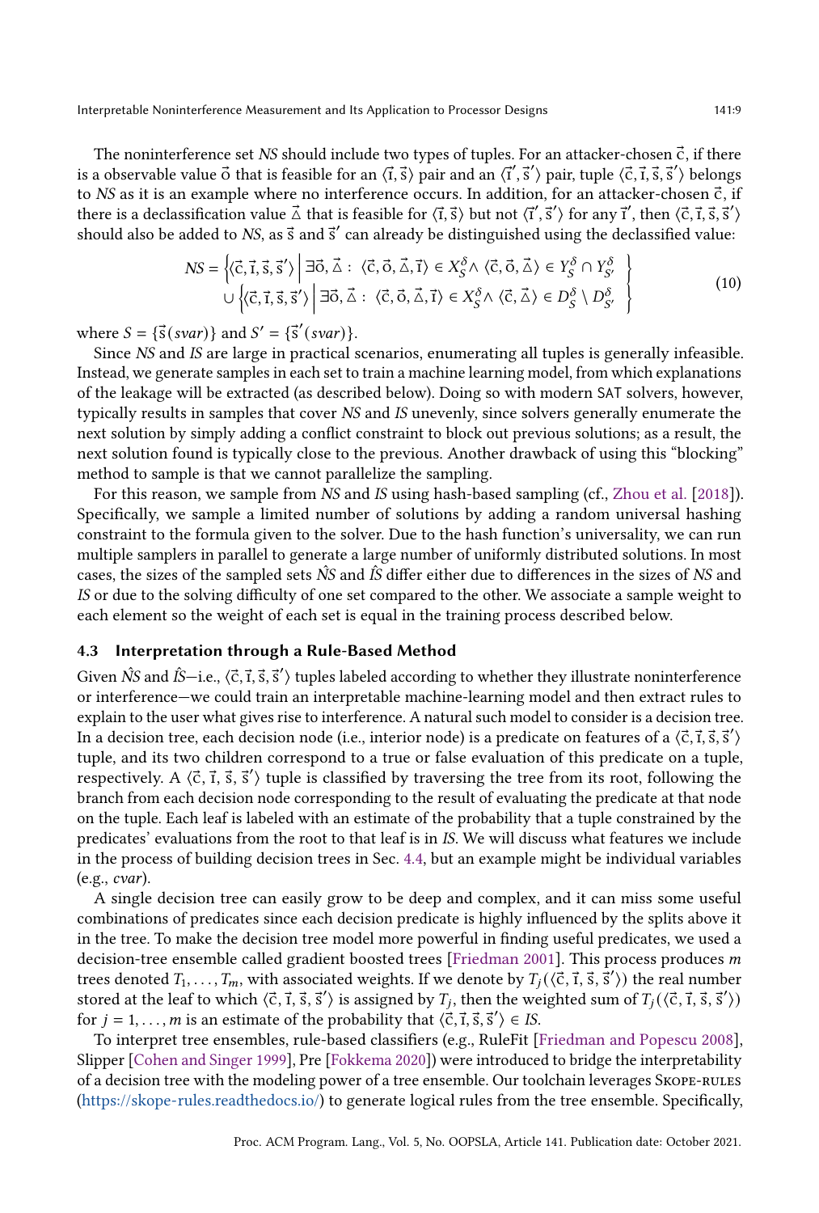The noninterference set *NS* should include two types of tuples. For an attacker-chosen $\vec{c}$, if there is a observable value $\vec{o}$ that is feasible for an $\langle \vec{\imath}, \vec{s} \rangle$ pair and an $\langle \vec{\imath}', \vec{s}' \rangle$ pair, tuple $\langle \vec{c}, \vec{\imath}, \vec{s}, \vec{s}' \rangle$ belongs to *NS* as it is an example where no interference occurs. In addition, for an attacker-chosen $\vec{c}$, if there is a declassification value $\vec{\triangle}$ that is feasible for $\langle \vec{\imath}, \vec{s} \rangle$ but not $\langle \vec{\imath}', \vec{s}' \rangle$ for any $\vec{\imath}'$, then $\langle \vec{c}, \vec{\imath}, \vec{s}, \vec{s}' \rangle$ should also be added to *NS*, as $\vec{s}$ and $\vec{s}'$ can already be distinguished using the declassified value:

$$
\begin{aligned}
NS = &\left\{ \langle \vec{c}, \vec{\imath}, \vec{s}, \vec{s}' \rangle \;\middle|\; \exists \vec{o}, \vec{\triangle} : \langle \vec{c}, \vec{o}, \vec{\triangle}, \vec{\imath} \rangle \in X_S^{\delta} \wedge \langle \vec{c}, \vec{o}, \vec{\triangle} \rangle \in Y_S^{\delta} \cap Y_{S'}^{\delta} \right\} \\
&\cup \left\{ \langle \vec{c}, \vec{\imath}, \vec{s}, \vec{s}' \rangle \;\middle|\; \exists \vec{o}, \vec{\triangle} : \langle \vec{c}, \vec{o}, \vec{\triangle}, \vec{\imath} \rangle \in X_S^{\delta} \wedge \langle \vec{c}, \vec{\triangle} \rangle \in D_S^{\delta} \setminus D_{S'}^{\delta} \right\}
\end{aligned}
\tag{10}
$$

where $S = \{\vec{s}(svar)\}$ and $S' = \{\vec{s}'(svar)\}$.

Since *NS* and *IS* are large in practical scenarios, enumerating all tuples is generally infeasible. Instead, we generate samples in each set to train a machine learning model, from which explanations of the leakage will be extracted (as described below). Doing so with modern SAT solvers, however, typically results in samples that cover *NS* and *IS* unevenly, since solvers generally enumerate the next solution by simply adding a conflict constraint to block out previous solutions; as a result, the next solution found is typically close to the previous. Another drawback of using this "blocking" method to sample is that we cannot parallelize the sampling.

For this reason, we sample from *NS* and *IS* using hash-based sampling (cf., Zhou et al. [2018]). Specifically, we sample a limited number of solutions by adding a random universal hashing constraint to the formula given to the solver. Due to the hash function's universality, we can run multiple samplers in parallel to generate a large number of uniformly distributed solutions. In most cases, the sizes of the sampled sets $\hat{NS}$ and $\hat{IS}$ differ either due to differences in the sizes of *NS* and *IS* or due to the solving difficulty of one set compared to the other. We associate a sample weight to each element so the weight of each set is equal in the training process described below.

### 4.3 Interpretation through a Rule-Based Method

Given $\hat{NS}$ and $\hat{IS}$—i.e., $\langle \vec{c}, \vec{\imath}, \vec{s}, \vec{s}' \rangle$ tuples labeled according to whether they illustrate noninterference or interference—we could train an interpretable machine-learning model and then extract rules to explain to the user what gives rise to interference. A natural such model to consider is a decision tree. In a decision tree, each decision node (i.e., interior node) is a predicate on features of a $\langle \vec{c}, \vec{\imath}, \vec{s}, \vec{s}' \rangle$ tuple, and its two children correspond to a true or false evaluation of this predicate on a tuple, respectively. A $\langle \vec{c}, \vec{\imath}, \vec{s}, \vec{s}' \rangle$ tuple is classified by traversing the tree from its root, following the branch from each decision node corresponding to the result of evaluating the predicate at that node on the tuple. Each leaf is labeled with an estimate of the probability that a tuple constrained by the predicates' evaluations from the root to that leaf is in *IS*. We will discuss what features we include in the process of building decision trees in Sec. 4.4, but an example might be individual variables (e.g., *cvar*).

A single decision tree can easily grow to be deep and complex, and it can miss some useful combinations of predicates since each decision predicate is highly influenced by the splits above it in the tree. To make the decision tree model more powerful in finding useful predicates, we used a decision-tree ensemble called gradient boosted trees [Friedman 2001]. This process produces $m$ trees denoted $T_1, \ldots, T_m$, with associated weights. If we denote by $T_j(\langle \vec{c}, \vec{\imath}, \vec{s}, \vec{s}' \rangle)$ the real number stored at the leaf to which $\langle \vec{c}, \vec{\imath}, \vec{s}, \vec{s}' \rangle$ is assigned by $T_j$, then the weighted sum of $T_j(\langle \vec{c}, \vec{\imath}, \vec{s}, \vec{s}' \rangle)$ for $j = 1, \ldots, m$ is an estimate of the probability that $\langle \vec{c}, \vec{\imath}, \vec{s}, \vec{s}' \rangle \in IS$.

To interpret tree ensembles, rule-based classifiers (e.g., RuleFit [Friedman and Popescu 2008], Slipper [Cohen and Singer 1999], Pre [Fokkema 2020]) were introduced to bridge the interpretability of a decision tree with the modeling power of a tree ensemble. Our toolchain leverages Skope-rules (https://skope-rules.readthedocs.io/) to generate logical rules from the tree ensemble. Specifically,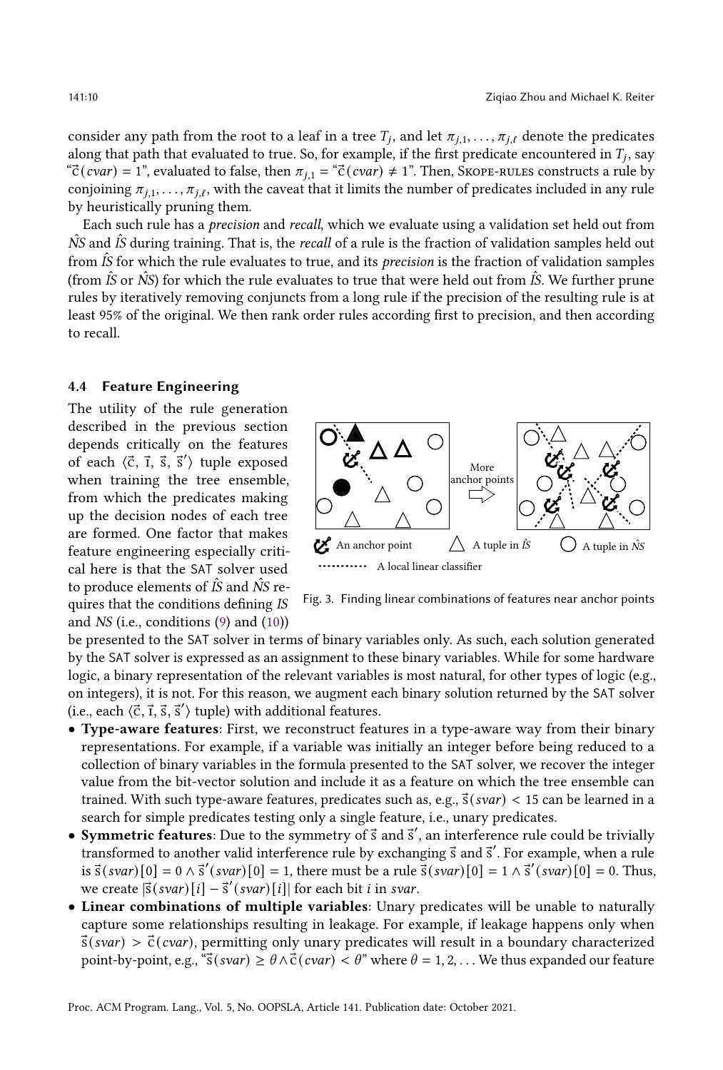consider any path from the root to a leaf in a tree $T_j$, and let $\pi_{j,1}, \ldots, \pi_{j,\ell}$ denote the predicates along that path that evaluated to true. So, for example, if the first predicate encountered in $T_j$, say "$\vec{c}(cvar) = 1$", evaluated to false, then $\pi_{j,1}$ = "$\vec{c}(cvar) \neq 1$". Then, Skope-rules constructs a rule by conjoining $\pi_{j,1}, \ldots, \pi_{j,\ell}$, with the caveat that it limits the number of predicates included in any rule by heuristically pruning them.

Each such rule has a *precision* and *recall*, which we evaluate using a validation set held out from $\hat{NS}$ and $\hat{IS}$ during training. That is, the *recall* of a rule is the fraction of validation samples held out from $\hat{IS}$ for which the rule evaluates to true, and its *precision* is the fraction of validation samples (from $\hat{IS}$ or $\hat{NS}$) for which the rule evaluates to true that were held out from $\hat{IS}$. We further prune rules by iteratively removing conjuncts from a long rule if the precision of the resulting rule is at least 95% of the original. We then rank order rules according first to precision, and then according to recall.

### 4.4 Feature Engineering

The utility of the rule generation described in the previous section depends critically on the features of each $\langle \vec{c}, \vec{\imath}, \vec{s}, \vec{s}' \rangle$ tuple exposed when training the tree ensemble, from which the predicates making up the decision nodes of each tree are formed. One factor that makes feature engineering especially critical here is that the SAT solver used to produce elements of $\hat{IS}$ and $\hat{NS}$ requires that the conditions defining *IS* and *NS* (i.e., conditions (9) and (10)) be presented to the SAT solver in terms of binary variables only. As such, each solution generated by the SAT solver is expressed as an assignment to these binary variables. While for some hardware logic, a binary representation of the relevant variables is most natural, for other types of logic (e.g., on integers), it is not. For this reason, we augment each binary solution returned by the SAT solver (i.e., each $\langle \vec{c}, \vec{\imath}, \vec{s}, \vec{s}' \rangle$ tuple) with additional features.

Fig. 3. Finding linear combinations of features near anchor points

- **Type-aware features**: First, we reconstruct features in a type-aware way from their binary representations. For example, if a variable was initially an integer before being reduced to a collection of binary variables in the formula presented to the SAT solver, we recover the integer value from the bit-vector solution and include it as a feature on which the tree ensemble can trained. With such type-aware features, predicates such as, e.g., $\vec{s}(svar) < 15$ can be learned in a search for simple predicates testing only a single feature, i.e., unary predicates.
- **Symmetric features**: Due to the symmetry of $\vec{s}$ and $\vec{s}'$, an interference rule could be trivially transformed to another valid interference rule by exchanging $\vec{s}$ and $\vec{s}'$. For example, when a rule is $\vec{s}(svar)[0] = 0 \wedge \vec{s}'(svar)[0] = 1$, there must be a rule $\vec{s}(svar)[0] = 1 \wedge \vec{s}'(svar)[0] = 0$. Thus, we create $|\vec{s}(svar)[i] - \vec{s}'(svar)[i]|$ for each bit $i$ in *svar*.
- **Linear combinations of multiple variables**: Unary predicates will be unable to naturally capture some relationships resulting in leakage. For example, if leakage happens only when $\vec{s}(svar) > \vec{c}(cvar)$, permitting only unary predicates will result in a boundary characterized point-by-point, e.g., "$\vec{s}(svar) \geq \theta \wedge \vec{c}(cvar) < \theta$" where $\theta = 1, 2, \ldots$ We thus expanded our feature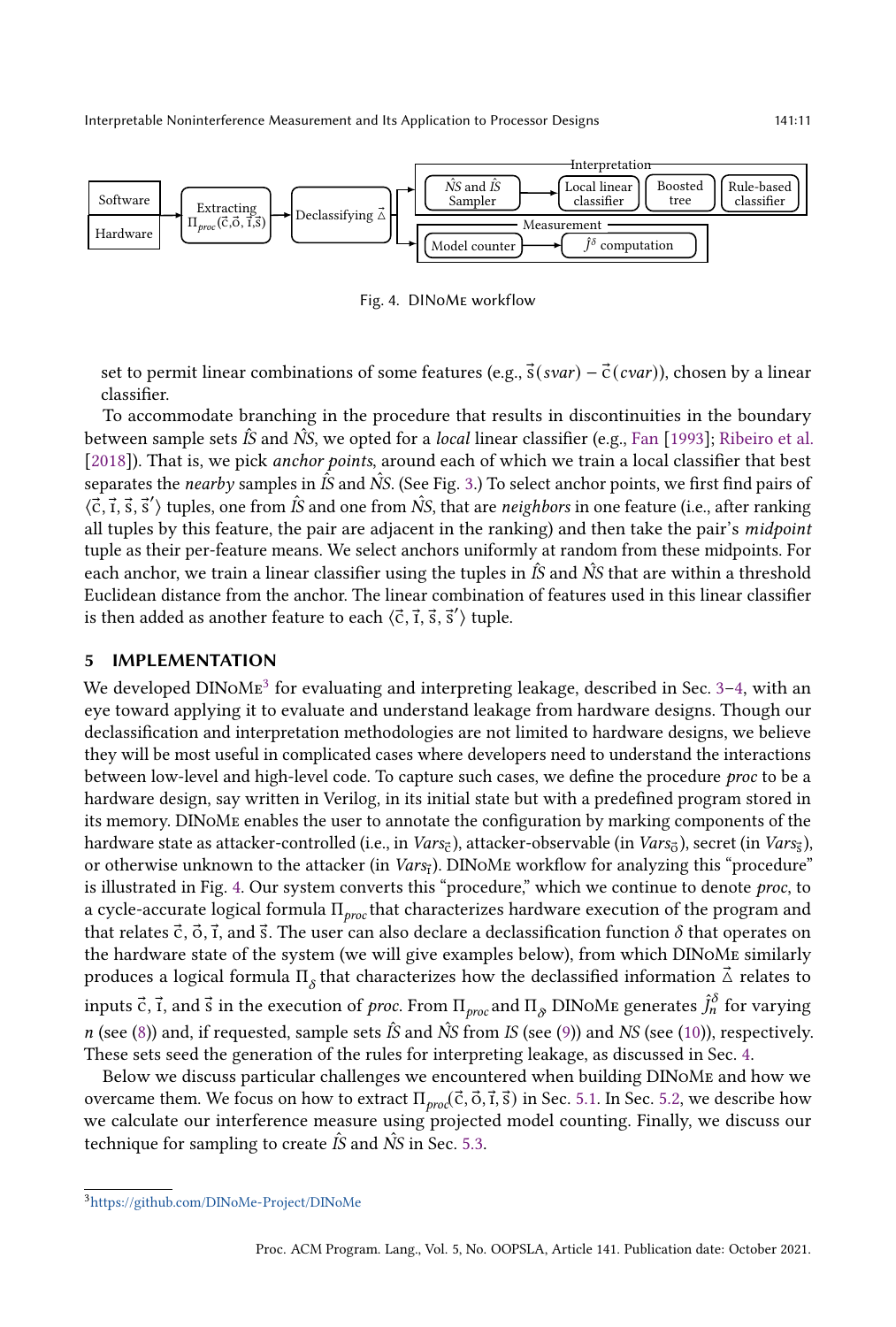Fig. 4. DINoMe workflow

set to permit linear combinations of some features (e.g., $\vec{s}(svar) - \vec{c}(cvar)$), chosen by a linear classifier.

To accommodate branching in the procedure that results in discontinuities in the boundary between sample sets $\hat{IS}$ and $\hat{NS}$, we opted for a *local* linear classifier (e.g., Fan [1993]; Ribeiro et al. [2018]). That is, we pick *anchor points*, around each of which we train a local classifier that best separates the *nearby* samples in $\hat{IS}$ and $\hat{NS}$. (See Fig. 3.) To select anchor points, we first find pairs of $\langle \vec{c}, \vec{\imath}, \vec{s}, \vec{s}' \rangle$ tuples, one from $\hat{IS}$ and one from $\hat{NS}$, that are *neighbors* in one feature (i.e., after ranking all tuples by this feature, the pair are adjacent in the ranking) and then take the pair's *midpoint* tuple as their per-feature means. We select anchors uniformly at random from these midpoints. For each anchor, we train a linear classifier using the tuples in $\hat{IS}$ and $\hat{NS}$ that are within a threshold Euclidean distance from the anchor. The linear combination of features used in this linear classifier is then added as another feature to each $\langle \vec{c}, \vec{\imath}, \vec{s}, \vec{s}' \rangle$ tuple.

## 5 IMPLEMENTATION

We developed DINoMe[3] for evaluating and interpreting leakage, described in Sec. 3–4, with an eye toward applying it to evaluate and understand leakage from hardware designs. Though our declassification and interpretation methodologies are not limited to hardware designs, we believe they will be most useful in complicated cases where developers need to understand the interactions between low-level and high-level code. To capture such cases, we define the procedure *proc* to be a hardware design, say written in Verilog, in its initial state but with a predefined program stored in its memory. DINoMe enables the user to annotate the configuration by marking components of the hardware state as attacker-controlled (i.e., in $Vars_{\vec{c}}$), attacker-observable (in $Vars_{\vec{o}}$), secret (in $Vars_{\vec{s}}$), or otherwise unknown to the attacker (in $Vars_{\vec{\imath}}$). DINoMe workflow for analyzing this "procedure" is illustrated in Fig. 4. Our system converts this "procedure," which we continue to denote *proc*, to a cycle-accurate logical formula $\Pi_{proc}$ that characterizes hardware execution of the program and that relates $\vec{c}$, $\vec{o}$, $\vec{\imath}$, and $\vec{s}$. The user can also declare a declassification function $\delta$ that operates on the hardware state of the system (we will give examples below), from which DINoMe similarly produces a logical formula $\Pi_{\delta}$ that characterizes how the declassified information $\vec{\Delta}$ relates to inputs $\vec{c}$, $\vec{\imath}$, and $\vec{s}$ in the execution of *proc*. From $\Pi_{proc}$ and $\Pi_{\delta}$ DINoMe generates $\hat{J}^{\delta}_{n}$ for varying $n$ (see (8)) and, if requested, sample sets $\hat{IS}$ and $\hat{NS}$ from *IS* (see (9)) and *NS* (see (10)), respectively. These sets seed the generation of the rules for interpreting leakage, as discussed in Sec. 4.

Below we discuss particular challenges we encountered when building DINoMe and how we overcame them. We focus on how to extract $\Pi_{proc}(\vec{c}, \vec{o}, \vec{\imath}, \vec{s})$ in Sec. 5.1. In Sec. 5.2, we describe how we calculate our interference measure using projected model counting. Finally, we discuss our technique for sampling to create $\hat{IS}$ and $\hat{NS}$ in Sec. 5.3.

[3] https://github.com/DINoMe-Project/DINoMe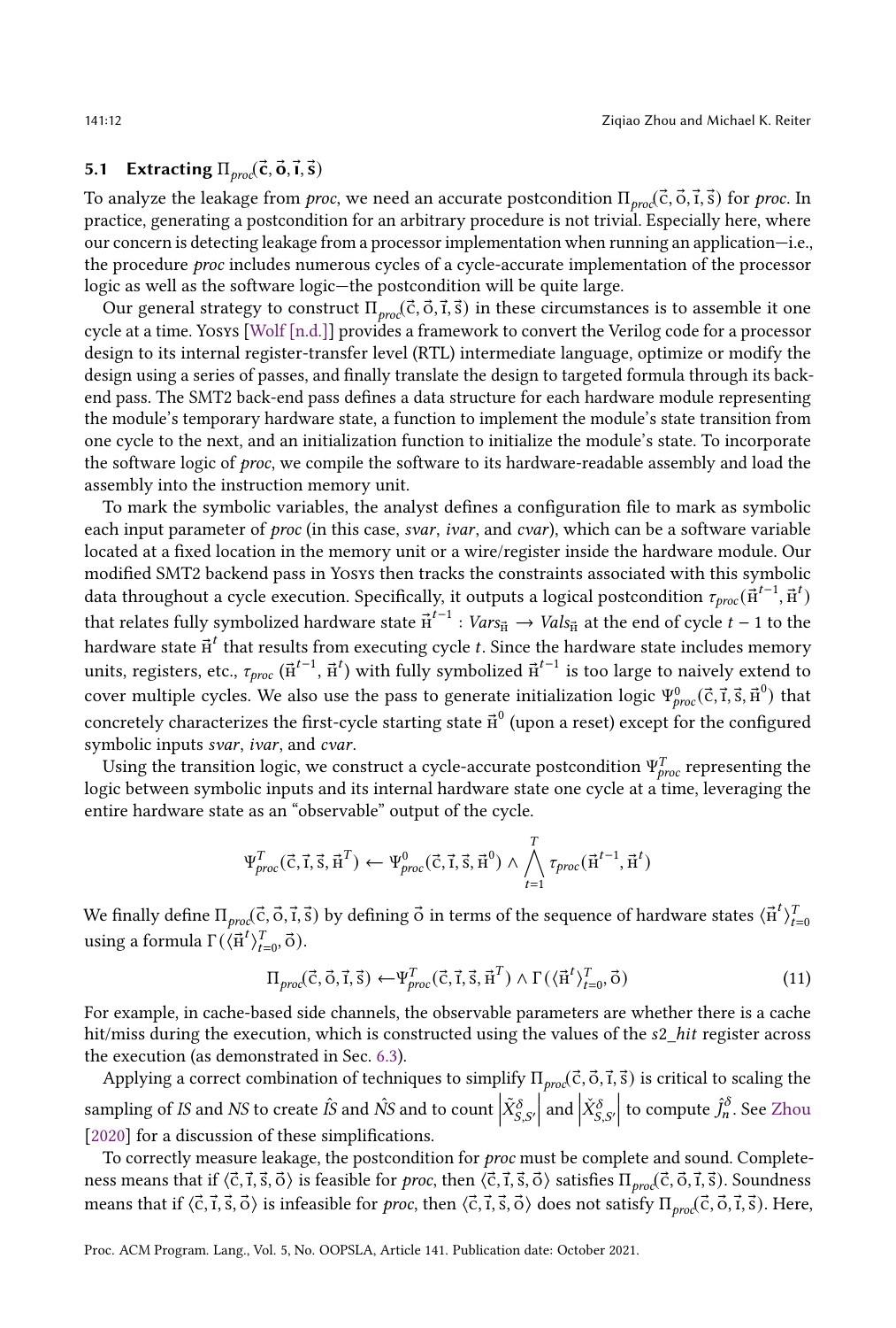### 5.1 Extracting $\Pi_{proc}(\vec{c}, \vec{o}, \vec{\imath}, \vec{s})$

To analyze the leakage from *proc*, we need an accurate postcondition $\Pi_{proc}(\vec{c}, \vec{o}, \vec{\imath}, \vec{s})$ for *proc*. In practice, generating a postcondition for an arbitrary procedure is not trivial. Especially here, where our concern is detecting leakage from a processor implementation when running an application—i.e., the procedure *proc* includes numerous cycles of a cycle-accurate implementation of the processor logic as well as the software logic—the postcondition will be quite large.

Our general strategy to construct $\Pi_{proc}(\vec{c}, \vec{o}, \vec{\imath}, \vec{s})$ in these circumstances is to assemble it one cycle at a time. Yosys [Wolf [n.d.]] provides a framework to convert the Verilog code for a processor design to its internal register-transfer level (RTL) intermediate language, optimize or modify the design using a series of passes, and finally translate the design to targeted formula through its back-end pass. The SMT2 back-end pass defines a data structure for each hardware module representing the module's temporary hardware state, a function to implement the module's state transition from one cycle to the next, and an initialization function to initialize the module's state. To incorporate the software logic of *proc*, we compile the software to its hardware-readable assembly and load the assembly into the instruction memory unit.

To mark the symbolic variables, the analyst defines a configuration file to mark as symbolic each input parameter of *proc* (in this case, *svar*, *ivar*, and *cvar*), which can be a software variable located at a fixed location in the memory unit or a wire/register inside the hardware module. Our modified SMT2 backend pass in Yosys then tracks the constraints associated with this symbolic data throughout a cycle execution. Specifically, it outputs a logical postcondition $\tau_{proc}(\vec{\text{H}}^{t-1}, \vec{\text{H}}^{t})$ that relates fully symbolized hardware state $\vec{\text{H}}^{t-1} : Vars_{\vec{\text{H}}} \rightarrow Vals_{\vec{\text{H}}}$ at the end of cycle $t-1$ to the hardware state $\vec{\text{H}}^{t}$ that results from executing cycle $t$. Since the hardware state includes memory units, registers, etc., $\tau_{proc}(\vec{\text{H}}^{t-1}, \vec{\text{H}}^{t})$ with fully symbolized $\vec{\text{H}}^{t-1}$ is too large to naively extend to cover multiple cycles. We also use the pass to generate initialization logic $\Psi^{0}_{proc}(\vec{c}, \vec{\imath}, \vec{s}, \vec{\text{H}}^{0})$ that concretely characterizes the first-cycle starting state $\vec{\text{H}}^{0}$ (upon a reset) except for the configured symbolic inputs *svar*, *ivar*, and *cvar*.

Using the transition logic, we construct a cycle-accurate postcondition $\Psi^{T}_{proc}$ representing the logic between symbolic inputs and its internal hardware state one cycle at a time, leveraging the entire hardware state as an "observable" output of the cycle.

$$\Psi^{T}_{proc}(\vec{c}, \vec{\imath}, \vec{s}, \vec{\text{H}}^{T}) \leftarrow \Psi^{0}_{proc}(\vec{c}, \vec{\imath}, \vec{s}, \vec{\text{H}}^{0}) \wedge \bigwedge_{t=1}^{T} \tau_{proc}(\vec{\text{H}}^{t-1}, \vec{\text{H}}^{t})$$

We finally define $\Pi_{proc}(\vec{c}, \vec{o}, \vec{\imath}, \vec{s})$ by defining $\vec{o}$ in terms of the sequence of hardware states $\langle \vec{\text{H}}^{t} \rangle_{t=0}^{T}$ using a formula $\Gamma(\langle \vec{\text{H}}^{t} \rangle_{t=0}^{T}, \vec{o})$.

$$\Pi_{proc}(\vec{c}, \vec{o}, \vec{\imath}, \vec{s}) \leftarrow \Psi^{T}_{proc}(\vec{c}, \vec{\imath}, \vec{s}, \vec{\text{H}}^{T}) \wedge \Gamma(\langle \vec{\text{H}}^{t} \rangle_{t=0}^{T}, \vec{o}) \tag{11}$$

For example, in cache-based side channels, the observable parameters are whether there is a cache hit/miss during the execution, which is constructed using the values of the *s2_hit* register across the execution (as demonstrated in Sec. 6.3).

Applying a correct combination of techniques to simplify $\Pi_{proc}(\vec{c}, \vec{o}, \vec{\imath}, \vec{s})$ is critical to scaling the sampling of *IS* and *NS* to create $\hat{IS}$ and $\hat{NS}$ and to count $\left|\tilde{X}^{\delta}_{S,S'}\right|$ and $\left|\check{X}^{\delta}_{S,S'}\right|$ to compute $\hat{J}^{\delta}_{n}$. See Zhou [2020] for a discussion of these simplifications.

To correctly measure leakage, the postcondition for *proc* must be complete and sound. Completeness means that if $\langle \vec{c}, \vec{\imath}, \vec{s}, \vec{o} \rangle$ is feasible for *proc*, then $\langle \vec{c}, \vec{\imath}, \vec{s}, \vec{o} \rangle$ satisfies $\Pi_{proc}(\vec{c}, \vec{o}, \vec{\imath}, \vec{s})$. Soundness means that if $\langle \vec{c}, \vec{\imath}, \vec{s}, \vec{o} \rangle$ is infeasible for *proc*, then $\langle \vec{c}, \vec{\imath}, \vec{s}, \vec{o} \rangle$ does not satisfy $\Pi_{proc}(\vec{c}, \vec{o}, \vec{\imath}, \vec{s})$. Here,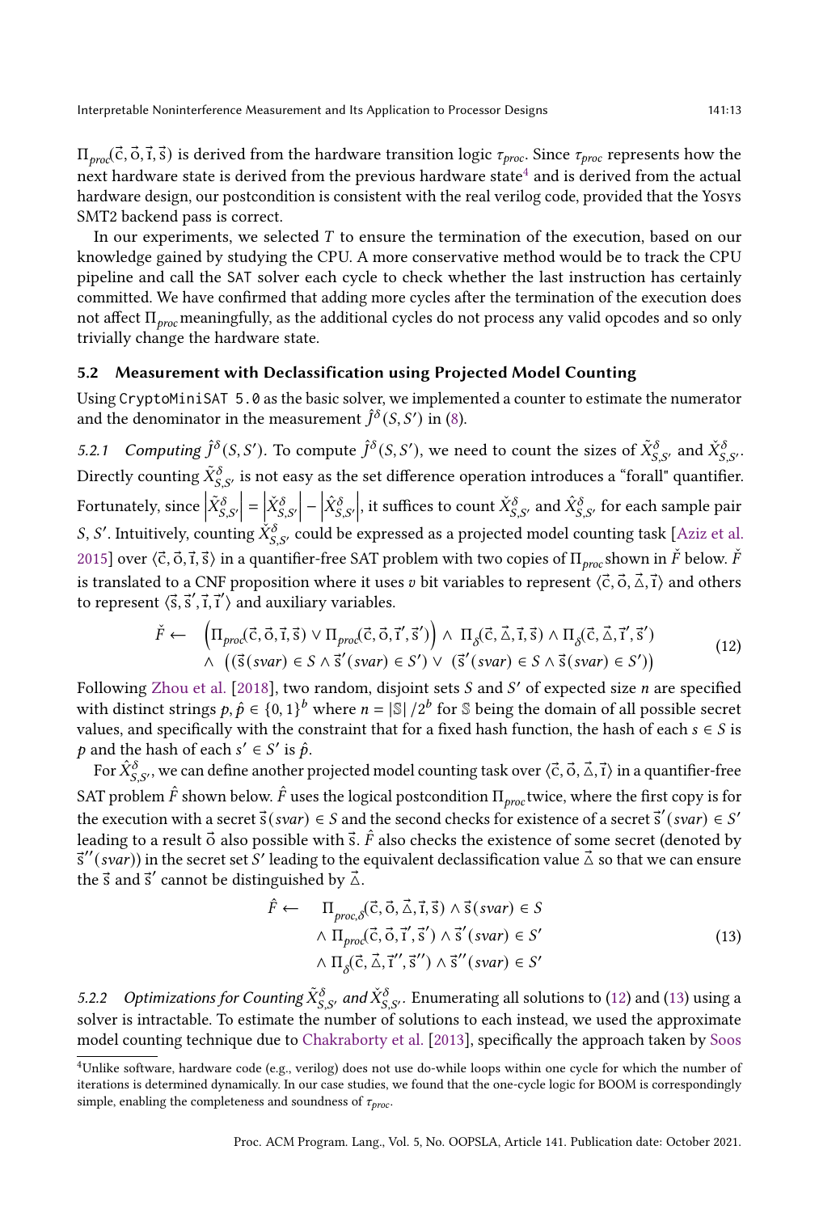$\Pi_{proc}(\vec{c}, \vec{o}, \vec{\imath}, \vec{s})$ is derived from the hardware transition logic $\tau_{proc}$. Since $\tau_{proc}$ represents how the next hardware state is derived from the previous hardware state[4] and is derived from the actual hardware design, our postcondition is consistent with the real verilog code, provided that the Yosys SMT2 backend pass is correct.

In our experiments, we selected $T$ to ensure the termination of the execution, based on our knowledge gained by studying the CPU. A more conservative method would be to track the CPU pipeline and call the SAT solver each cycle to check whether the last instruction has certainly committed. We have confirmed that adding more cycles after the termination of the execution does not affect $\Pi_{proc}$ meaningfully, as the additional cycles do not process any valid opcodes and so only trivially change the hardware state.

## 5.2 Measurement with Declassification using Projected Model Counting

Using CryptoMiniSAT 5.0 as the basic solver, we implemented a counter to estimate the numerator and the denominator in the measurement $\hat{J}^{\delta}(S, S')$ in (8).

### 5.2.1 *Computing $\hat{J}^{\delta}(S, S')$.*

To compute $\hat{J}^{\delta}(S, S')$, we need to count the sizes of $\tilde{X}^{\delta}_{S,S'}$ and $\check{X}^{\delta}_{S,S'}$. Directly counting $\tilde{X}^{\delta}_{S,S'}$ is not easy as the set difference operation introduces a "forall" quantifier. Fortunately, since $\left|\tilde{X}^{\delta}_{S,S'}\right| = \left|\check{X}^{\delta}_{S,S'}\right| - \left|\hat{X}^{\delta}_{S,S'}\right|$, it suffices to count $\check{X}^{\delta}_{S,S'}$ and $\hat{X}^{\delta}_{S,S'}$ for each sample pair $S, S'$. Intuitively, counting $\check{X}^{\delta}_{S,S'}$ could be expressed as a projected model counting task [Aziz et al. 2015] over $\langle \vec{c}, \vec{o}, \vec{\imath}, \vec{s} \rangle$ in a quantifier-free SAT problem with two copies of $\Pi_{proc}$ shown in $\check{F}$ below. $\check{F}$ is translated to a CNF proposition where it uses $v$ bit variables to represent $\langle \vec{c}, \vec{o}, \vec{\Delta}, \vec{\imath} \rangle$ and others to represent $\langle \vec{s}, \vec{s}', \vec{\imath}, \vec{\imath}' \rangle$ and auxiliary variables.

$$
\begin{aligned}
\check{F} \leftarrow \quad & \left(\Pi_{proc}(\vec{c}, \vec{o}, \vec{\imath}, \vec{s}) \vee \Pi_{proc}(\vec{c}, \vec{o}, \vec{\imath}', \vec{s}')\right) \wedge \Pi_{\delta}(\vec{c}, \vec{\Delta}, \vec{\imath}, \vec{s}) \wedge \Pi_{\delta}(\vec{c}, \vec{\Delta}, \vec{\imath}', \vec{s}') \\
\wedge \quad & \left((\vec{s}(svar) \in S \wedge \vec{s}'(svar) \in S') \vee (\vec{s}'(svar) \in S \wedge \vec{s}(svar) \in S')\right)
\end{aligned}
\tag{12}
$$

Following Zhou et al. [2018], two random, disjoint sets $S$ and $S'$ of expected size $n$ are specified with distinct strings $p, \hat{p} \in \{0,1\}^b$ where $n = |\mathbb{S}| / 2^b$ for $\mathbb{S}$ being the domain of all possible secret values, and specifically with the constraint that for a fixed hash function, the hash of each $s \in S$ is $p$ and the hash of each $s' \in S'$ is $\hat{p}$.

For $\hat{X}^{\delta}_{S,S'}$, we can define another projected model counting task over $\langle \vec{c}, \vec{o}, \vec{\Delta}, \vec{\imath} \rangle$ in a quantifier-free SAT problem $\hat{F}$ shown below. $\hat{F}$ uses the logical postcondition $\Pi_{proc}$ twice, where the first copy is for the execution with a secret $\vec{s}(svar) \in S$ and the second checks for existence of a secret $\vec{s}'(svar) \in S'$ leading to a result $\vec{o}$ also possible with $\vec{s}$. $\hat{F}$ also checks the existence of some secret (denoted by $\vec{s}''(svar)$) in the secret set $S'$ leading to the equivalent declassification value $\vec{\Delta}$ so that we can ensure the $\vec{s}$ and $\vec{s}'$ cannot be distinguished by $\vec{\Delta}$.

$$
\begin{aligned}
\hat{F} \leftarrow \quad & \Pi_{proc,\delta}(\vec{c}, \vec{o}, \vec{\Delta}, \vec{\imath}, \vec{s}) \wedge \vec{s}(svar) \in S \\
& \wedge \Pi_{proc}(\vec{c}, \vec{o}, \vec{\imath}', \vec{s}') \wedge \vec{s}'(svar) \in S' \\
& \wedge \Pi_{\delta}(\vec{c}, \vec{\Delta}, \vec{\imath}'', \vec{s}'') \wedge \vec{s}''(svar) \in S'
\end{aligned}
\tag{13}
$$

### 5.2.2 *Optimizations for Counting $\tilde{X}^{\delta}_{S,S'}$ and $\check{X}^{\delta}_{S,S'}$.*

Enumerating all solutions to (12) and (13) using a solver is intractable. To estimate the number of solutions to each instead, we used the approximate model counting technique due to Chakraborty et al. [2013], specifically the approach taken by Soos

[4] Unlike software, hardware code (e.g., verilog) does not use do-while loops within one cycle for which the number of iterations is determined dynamically. In our case studies, we found that the one-cycle logic for BOOM is correspondingly simple, enabling the completeness and soundness of $\tau_{proc}$.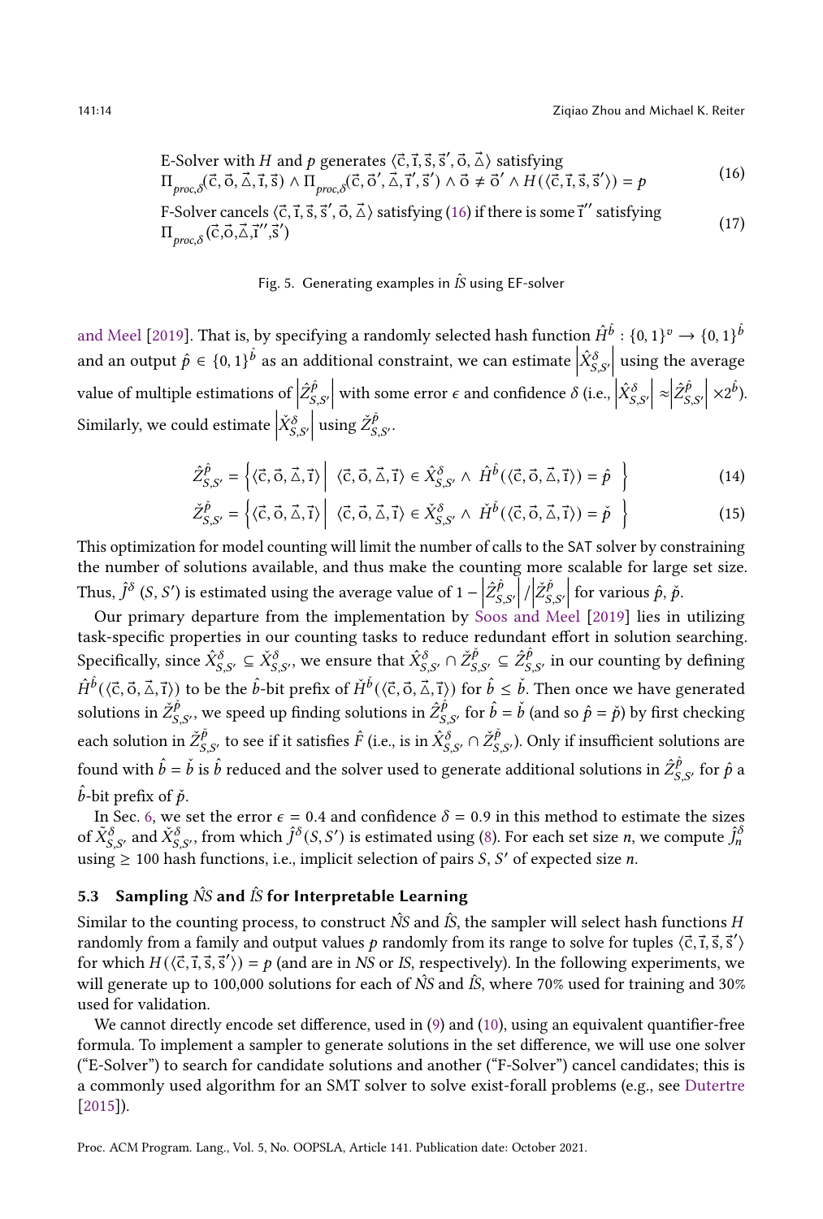$$\text{E-Solver with } H \text{ and } p \text{ generates } \langle \vec{c}, \vec{\imath}, \vec{s}, \vec{s}', \vec{o}, \vec{\triangle} \rangle \text{ satisfying} \\ \Pi_{proc,\delta}(\vec{c}, \vec{o}, \vec{\triangle}, \vec{\imath}, \vec{s}) \wedge \Pi_{proc,\delta}(\vec{c}, \vec{o}', \vec{\triangle}, \vec{\imath}', \vec{s}') \wedge \vec{o} \neq \vec{o}' \wedge H(\langle \vec{c}, \vec{\imath}, \vec{s}, \vec{s}' \rangle) = p \tag{16}$$

$$\text{F-Solver cancels } \langle \vec{c}, \vec{\imath}, \vec{s}, \vec{s}', \vec{o}, \vec{\triangle} \rangle \text{ satisfying (16) if there is some } \vec{\imath}'' \text{ satisfying} \\ \Pi_{proc,\delta}(\vec{c}, \vec{o}, \vec{\triangle}, \vec{\imath}'', \vec{s}') \tag{17}$$

Fig. 5. Generating examples in $\hat{IS}$ using EF-solver

and Meel [2019]. That is, by specifying a randomly selected hash function $\hat{H}^{\hat{b}} : \{0,1\}^v \to \{0,1\}^{\hat{b}}$ and an output $\hat{p} \in \{0,1\}^{\hat{b}}$ as an additional constraint, we can estimate $\left|\hat{X}^{\delta}_{S,S'}\right|$ using the average value of multiple estimations of $\left|\hat{Z}^{\hat{p}}_{S,S'}\right|$ with some error $\epsilon$ and confidence $\delta$ (i.e., $\left|\hat{X}^{\delta}_{S,S'}\right| \approx \left|\hat{Z}^{\hat{p}}_{S,S'}\right| \times 2^{\hat{b}}$). Similarly, we could estimate $\left|\check{X}^{\delta}_{S,S'}\right|$ using $\check{Z}^{\check{p}}_{S,S'}$.

$$\hat{Z}^{\hat{p}}_{S,S'} = \left\{ \langle \vec{c}, \vec{o}, \vec{\triangle}, \vec{\imath} \rangle \,\middle|\, \langle \vec{c}, \vec{o}, \vec{\triangle}, \vec{\imath} \rangle \in \hat{X}^{\delta}_{S,S'} \wedge \hat{H}^{\hat{b}}(\langle \vec{c}, \vec{o}, \vec{\triangle}, \vec{\imath} \rangle) = \hat{p} \right\} \tag{14}$$

$$\check{Z}^{\check{p}}_{S,S'} = \left\{ \langle \vec{c}, \vec{o}, \vec{\triangle}, \vec{\imath} \rangle \,\middle|\, \langle \vec{c}, \vec{o}, \vec{\triangle}, \vec{\imath} \rangle \in \check{X}^{\delta}_{S,S'} \wedge \check{H}^{\check{b}}(\langle \vec{c}, \vec{o}, \vec{\triangle}, \vec{\imath} \rangle) = \check{p} \right\} \tag{15}$$

This optimization for model counting will limit the number of calls to the SAT solver by constraining the number of solutions available, and thus make the counting more scalable for large set size. Thus, $\hat{J}^{\delta}(S, S')$ is estimated using the average value of $1 - \left|\hat{Z}^{\hat{p}}_{S,S'}\right| / \left|\check{Z}^{\check{p}}_{S,S'}\right|$ for various $\hat{p}$, $\check{p}$.

Our primary departure from the implementation by Soos and Meel [2019] lies in utilizing task-specific properties in our counting tasks to reduce redundant effort in solution searching. Specifically, since $\hat{X}^{\delta}_{S,S'} \subseteq \check{X}^{\delta}_{S,S'}$, we ensure that $\hat{X}^{\delta}_{S,S'} \cap \check{Z}^{\check{p}}_{S,S'} \subseteq \hat{Z}^{\hat{p}}_{S,S'}$ in our counting by defining $\hat{H}^{\hat{b}}(\langle \vec{c}, \vec{o}, \vec{\triangle}, \vec{\imath} \rangle)$ to be the $\hat{b}$-bit prefix of $\check{H}^{\check{b}}(\langle \vec{c}, \vec{o}, \vec{\triangle}, \vec{\imath} \rangle)$ for $\hat{b} \leq \check{b}$. Then once we have generated solutions in $\check{Z}^{\check{p}}_{S,S'}$, we speed up finding solutions in $\hat{Z}^{\hat{p}}_{S,S'}$ for $\hat{b} = \check{b}$ (and so $\hat{p} = \check{p}$) by first checking each solution in $\check{Z}^{\check{p}}_{S,S'}$ to see if it satisfies $\hat{F}$ (i.e., is in $\hat{X}^{\delta}_{S,S'} \cap \check{Z}^{\check{p}}_{S,S'}$). Only if insufficient solutions are found with $\hat{b} = \check{b}$ is $\hat{b}$ reduced and the solver used to generate additional solutions in $\hat{Z}^{\hat{p}}_{S,S'}$ for $\hat{p}$ a $\hat{b}$-bit prefix of $\check{p}$.

In Sec. 6, we set the error $\epsilon = 0.4$ and confidence $\delta = 0.9$ in this method to estimate the sizes of $\hat{X}^{\delta}_{S,S'}$ and $\check{X}^{\delta}_{S,S'}$, from which $\hat{J}^{\delta}(S, S')$ is estimated using (8). For each set size $n$, we compute $\hat{J}^{\delta}_n$ using $\geq 100$ hash functions, i.e., implicit selection of pairs $S, S'$ of expected size $n$.

### 5.3 Sampling $\hat{NS}$ and $\hat{IS}$ for Interpretable Learning

Similar to the counting process, to construct $\hat{NS}$ and $\hat{IS}$, the sampler will select hash functions $H$ randomly from a family and output values $p$ randomly from its range to solve for tuples $\langle \vec{c}, \vec{\imath}, \vec{s}, \vec{s}' \rangle$ for which $H(\langle \vec{c}, \vec{\imath}, \vec{s}, \vec{s}' \rangle) = p$ (and are in $NS$ or $IS$, respectively). In the following experiments, we will generate up to 100,000 solutions for each of $\hat{NS}$ and $\hat{IS}$, where 70% used for training and 30% used for validation.

We cannot directly encode set difference, used in (9) and (10), using an equivalent quantifier-free formula. To implement a sampler to generate solutions in the set difference, we will use one solver ("E-Solver") to search for candidate solutions and another ("F-Solver") cancel candidates; this is a commonly used algorithm for an SMT solver to solve exist-forall problems (e.g., see Dutertre [2015]).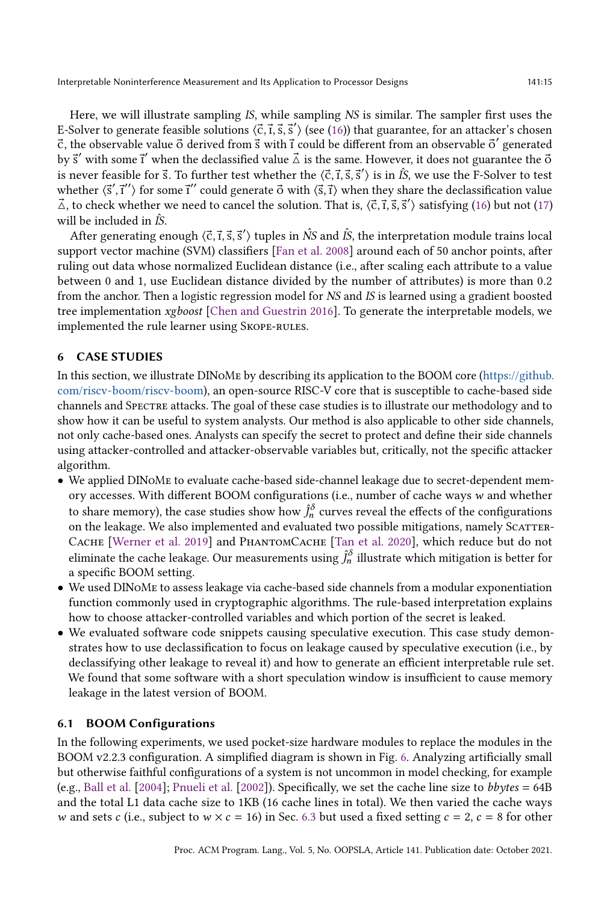Here, we will illustrate sampling *IS*, while sampling *NS* is similar. The sampler first uses the E-Solver to generate feasible solutions $\langle\vec{c}, \vec{\imath}, \vec{s}, \vec{s}'\rangle$ (see (16)) that guarantee, for an attacker's chosen $\vec{c}$, the observable value $\vec{o}$ derived from $\vec{s}$ with $\vec{\imath}$ could be different from an observable $\vec{o}'$ generated by $\vec{s}'$ with some $\vec{\imath}'$ when the declassified value $\vec{\triangle}$ is the same. However, it does not guarantee the $\vec{o}$ is never feasible for $\vec{s}$. To further test whether the $\langle\vec{c}, \vec{\imath}, \vec{s}, \vec{s}'\rangle$ is in $\hat{IS}$, we use the F-Solver to test whether $\langle\vec{s}', \vec{\imath}''\rangle$ for some $\vec{\imath}''$ could generate $\vec{o}$ with $\langle\vec{s}, \vec{\imath}\rangle$ when they share the declassification value $\vec{\triangle}$, to check whether we need to cancel the solution. That is, $\langle\vec{c}, \vec{\imath}, \vec{s}, \vec{s}'\rangle$ satisfying (16) but not (17) will be included in $\hat{IS}$.

After generating enough $\langle\vec{c}, \vec{\imath}, \vec{s}, \vec{s}'\rangle$ tuples in $\hat{NS}$ and $\hat{IS}$, the interpretation module trains local support vector machine (SVM) classifiers [Fan et al. 2008] around each of 50 anchor points, after ruling out data whose normalized Euclidean distance (i.e., after scaling each attribute to a value between 0 and 1, use Euclidean distance divided by the number of attributes) is more than 0.2 from the anchor. Then a logistic regression model for *NS* and *IS* is learned using a gradient boosted tree implementation *xgboost* [Chen and Guestrin 2016]. To generate the interpretable models, we implemented the rule learner using Skope-rules.

## 6 CASE STUDIES

In this section, we illustrate DINoMe by describing its application to the BOOM core (https://github.com/riscv-boom/riscv-boom), an open-source RISC-V core that is susceptible to cache-based side channels and Spectre attacks. The goal of these case studies is to illustrate our methodology and to show how it can be useful to system analysts. Our method is also applicable to other side channels, not only cache-based ones. Analysts can specify the secret to protect and define their side channels using attacker-controlled and attacker-observable variables but, critically, not the specific attacker algorithm.

- We applied DINoMe to evaluate cache-based side-channel leakage due to secret-dependent memory accesses. With different BOOM configurations (i.e., number of cache ways $w$ and whether to share memory), the case studies show how $\hat{J}_n^\delta$ curves reveal the effects of the configurations on the leakage. We also implemented and evaluated two possible mitigations, namely Scatter-Cache [Werner et al. 2019] and PhantomCache [Tan et al. 2020], which reduce but do not eliminate the cache leakage. Our measurements using $\hat{J}_n^\delta$ illustrate which mitigation is better for a specific BOOM setting.
- We used DINoMe to assess leakage via cache-based side channels from a modular exponentiation function commonly used in cryptographic algorithms. The rule-based interpretation explains how to choose attacker-controlled variables and which portion of the secret is leaked.
- We evaluated software code snippets causing speculative execution. This case study demonstrates how to use declassification to focus on leakage caused by speculative execution (i.e., by declassifying other leakage to reveal it) and how to generate an efficient interpretable rule set. We found that some software with a short speculation window is insufficient to cause memory leakage in the latest version of BOOM.

### 6.1 BOOM Configurations

In the following experiments, we used pocket-size hardware modules to replace the modules in the BOOM v2.2.3 configuration. A simplified diagram is shown in Fig. 6. Analyzing artificially small but otherwise faithful configurations of a system is not uncommon in model checking, for example (e.g., Ball et al. [2004]; Pnueli et al. [2002]). Specifically, we set the cache line size to *bbytes* = 64B and the total L1 data cache size to 1KB (16 cache lines in total). We then varied the cache ways $w$ and sets $c$ (i.e., subject to $w \times c = 16$) in Sec. 6.3 but used a fixed setting $c = 2$, $c = 8$ for other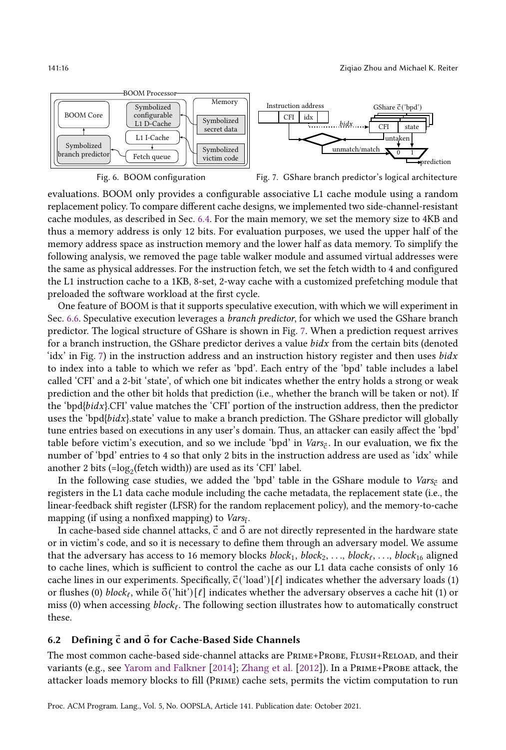Fig. 6. BOOM configuration

Fig. 7. GShare branch predictor's logical architecture

evaluations. BOOM only provides a configurable associative L1 cache module using a random replacement policy. To compare different cache designs, we implemented two side-channel-resistant cache modules, as described in Sec. 6.4. For the main memory, we set the memory size to 4KB and thus a memory address is only 12 bits. For evaluation purposes, we used the upper half of the memory address space as instruction memory and the lower half as data memory. To simplify the following analysis, we removed the page table walker module and assumed virtual addresses were the same as physical addresses. For the instruction fetch, we set the fetch width to 4 and configured the L1 instruction cache to a 1KB, 8-set, 2-way cache with a customized prefetching module that preloaded the software workload at the first cycle.

One feature of BOOM is that it supports speculative execution, with which we will experiment in Sec. 6.6. Speculative execution leverages a *branch predictor*, for which we used the GShare branch predictor. The logical structure of GShare is shown in Fig. 7. When a prediction request arrives for a branch instruction, the GShare predictor derives a value *bidx* from the certain bits (denoted 'idx' in Fig. 7) in the instruction address and an instruction history register and then uses *bidx* to index into a table to which we refer as 'bpd'. Each entry of the 'bpd' table includes a label called 'CFI' and a 2-bit 'state', of which one bit indicates whether the entry holds a strong or weak prediction and the other bit holds that prediction (i.e., whether the branch will be taken or not). If the 'bpd{*bidx*}.CFI' value matches the 'CFI' portion of the instruction address, then the predictor uses the 'bpd{*bidx*}.state' value to make a branch prediction. The GShare predictor will globally tune entries based on executions in any user's domain. Thus, an attacker can easily affect the 'bpd' table before victim's execution, and so we include 'bpd' in $Vars_{\vec{c}}$. In our evaluation, we fix the number of 'bpd' entries to 4 so that only 2 bits in the instruction address are used as 'idx' while another 2 bits (=$\log_2$(fetch width)) are used as its 'CFI' label.

In the following case studies, we added the 'bpd' table in the GShare module to $Vars_{\vec{c}}$ and registers in the L1 data cache module including the cache metadata, the replacement state (i.e., the linear-feedback shift register (LFSR) for the random replacement policy), and the memory-to-cache mapping (if using a nonfixed mapping) to $Vars_{\vec{I}}$.

In cache-based side channel attacks, $\vec{c}$ and $\vec{o}$ are not directly represented in the hardware state or in victim's code, and so it is necessary to define them through an adversary model. We assume that the adversary has access to 16 memory blocks $block_1, block_2, \ldots, block_\ell, \ldots, block_{16}$ aligned to cache lines, which is sufficient to control the cache as our L1 data cache consists of only 16 cache lines in our experiments. Specifically, $\vec{c}(\text{'load'})[\ell]$ indicates whether the adversary loads (1) or flushes (0) $block_\ell$, while $\vec{o}(\text{'hit'})[\ell]$ indicates whether the adversary observes a cache hit (1) or miss (0) when accessing $block_\ell$. The following section illustrates how to automatically construct these.

## 6.2 Defining $\vec{c}$ and $\vec{o}$ for Cache-Based Side Channels

The most common cache-based side-channel attacks are Prime+Probe, Flush+Reload, and their variants (e.g., see Yarom and Falkner [2014]; Zhang et al. [2012]). In a Prime+Probe attack, the attacker loads memory blocks to fill (Prime) cache sets, permits the victim computation to run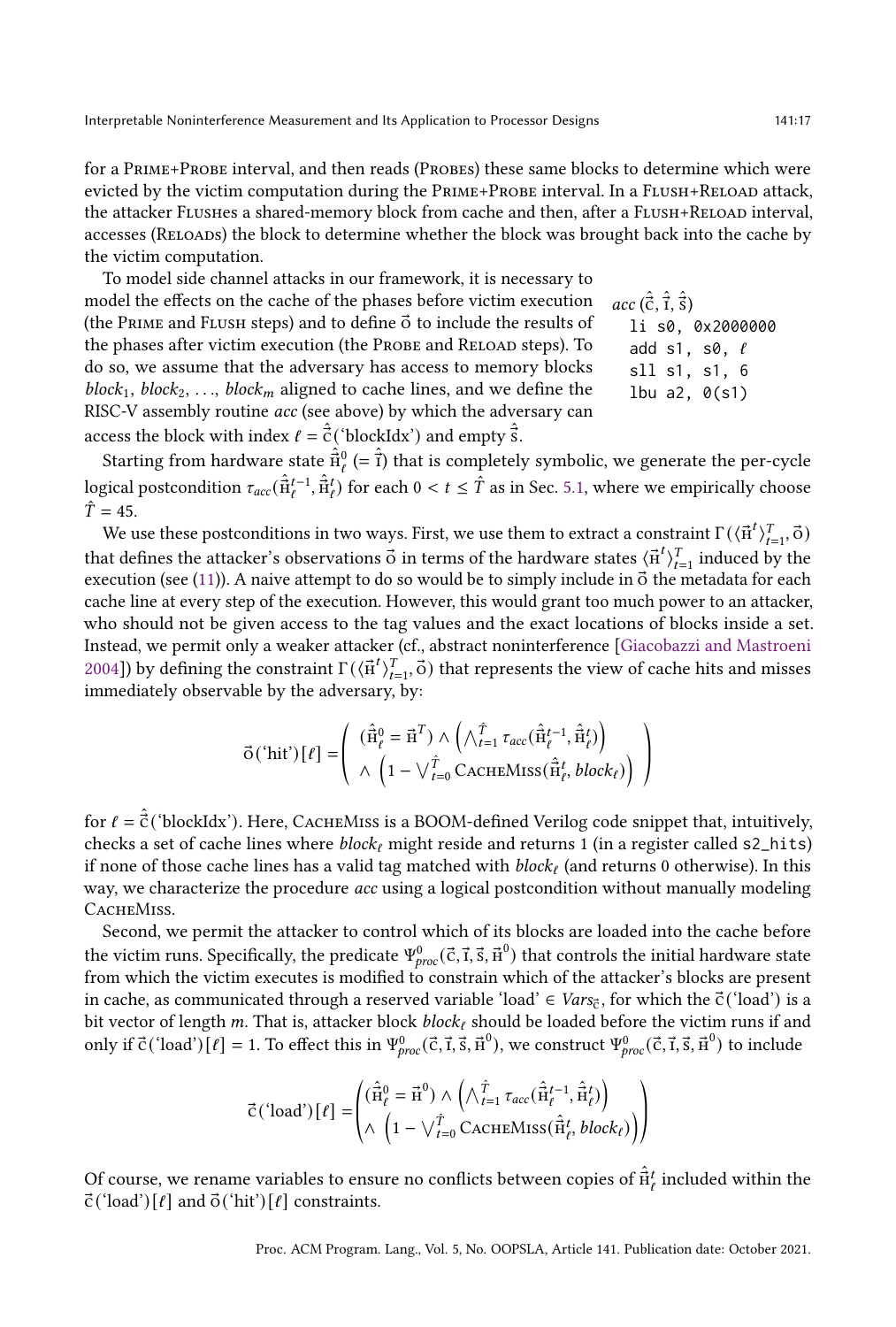for a Prime+Probe interval, and then reads (Probes) these same blocks to determine which were evicted by the victim computation during the Prime+Probe interval. In a Flush+Reload attack, the attacker Flushes a shared-memory block from cache and then, after a Flush+Reload interval, accesses (Reloads) the block to determine whether the block was brought back into the cache by the victim computation.

To model side channel attacks in our framework, it is necessary to model the effects on the cache of the phases before victim execution (the Prime and Flush steps) and to define $\vec{o}$ to include the results of the phases after victim execution (the Probe and Reload steps). To do so, we assume that the adversary has access to memory blocks $block_1$, $block_2$, ..., $block_m$ aligned to cache lines, and we define the RISC-V assembly routine *acc* (see above) by which the adversary can access the block with index $\ell = \hat{\vec{c}}(\text{'blockIdx'})$ and empty $\hat{\vec{s}}$.

*acc* $(\hat{\vec{c}}, \hat{\vec{\imath}}, \hat{\vec{s}})$
```
li s0, 0x2000000
add s1, s0, ℓ
sll s1, s1, 6
lbu a2, 0(s1)
```

Starting from hardware state $\hat{\vec{H}}^0_\ell$ $(= \hat{\vec{\imath}})$ that is completely symbolic, we generate the per-cycle logical postcondition $\tau_{acc}(\hat{\vec{H}}^{t-1}_\ell, \hat{\vec{H}}^t_\ell)$ for each $0 < t \le \hat{T}$ as in Sec. 5.1, where we empirically choose $\hat{T} = 45$.

We use these postconditions in two ways. First, we use them to extract a constraint $\Gamma(\langle \vec{H}^t \rangle_{t=1}^T, \vec{o})$ that defines the attacker's observations $\vec{o}$ in terms of the hardware states $\langle \vec{H}^t \rangle_{t=1}^T$ induced by the execution (see (11)). A naive attempt to do so would be to simply include in $\vec{o}$ the metadata for each cache line at every step of the execution. However, this would grant too much power to an attacker, who should not be given access to the tag values and the exact locations of blocks inside a set. Instead, we permit only a weaker attacker (cf., abstract noninterference [Giacobazzi and Mastroeni 2004]) by defining the constraint $\Gamma(\langle \vec{H}^t \rangle_{t=1}^T, \vec{o})$ that represents the view of cache hits and misses immediately observable by the adversary, by:

$$\vec{o}(\text{'hit'})[\ell] = \left( \begin{array}{l} (\hat{\vec{H}}^0_\ell = \vec{H}^T) \wedge \left( \bigwedge_{t=1}^{\hat{T}} \tau_{acc}(\hat{\vec{H}}^{t-1}_\ell, \hat{\vec{H}}^t_\ell) \right) \\ \wedge \left( 1 - \bigvee_{t=0}^{\hat{T}} \text{CacheMiss}(\hat{\vec{H}}^t_\ell, block_\ell) \right) \end{array} \right)$$

for $\ell = \hat{\vec{c}}(\text{'blockIdx'})$. Here, CacheMiss is a BOOM-defined Verilog code snippet that, intuitively, checks a set of cache lines where $block_\ell$ might reside and returns 1 (in a register called `s2_hits`) if none of those cache lines has a valid tag matched with $block_\ell$ (and returns 0 otherwise). In this way, we characterize the procedure *acc* using a logical postcondition without manually modeling CacheMiss.

Second, we permit the attacker to control which of its blocks are loaded into the cache before the victim runs. Specifically, the predicate $\Psi^0_{proc}(\vec{c}, \vec{\imath}, \vec{s}, \vec{H}^0)$ that controls the initial hardware state from which the victim executes is modified to constrain which of the attacker's blocks are present in cache, as communicated through a reserved variable 'load' $\in Vars_{\vec{c}}$, for which the $\vec{c}(\text{'load'})$ is a bit vector of length $m$. That is, attacker block $block_\ell$ should be loaded before the victim runs if and only if $\vec{c}(\text{'load'})[\ell] = 1$. To effect this in $\Psi^0_{proc}(\vec{c}, \vec{\imath}, \vec{s}, \vec{H}^0)$, we construct $\Psi^0_{proc}(\vec{c}, \vec{\imath}, \vec{s}, \vec{H}^0)$ to include

$$\vec{c}(\text{'load'})[\ell] = \left( \begin{array}{l} (\hat{\vec{H}}^0_\ell = \vec{H}^0) \wedge \left( \bigwedge_{t=1}^{\hat{T}} \tau_{acc}(\hat{\vec{H}}^{t-1}_\ell, \hat{\vec{H}}^t_\ell) \right) \\ \wedge \left( 1 - \bigvee_{t=0}^{\hat{T}} \text{CacheMiss}(\hat{\vec{H}}^t_\ell, block_\ell) \right) \end{array} \right)$$

Of course, we rename variables to ensure no conflicts between copies of $\hat{\vec{H}}^t_\ell$ included within the $\vec{c}(\text{'load'})[\ell]$ and $\vec{o}(\text{'hit'})[\ell]$ constraints.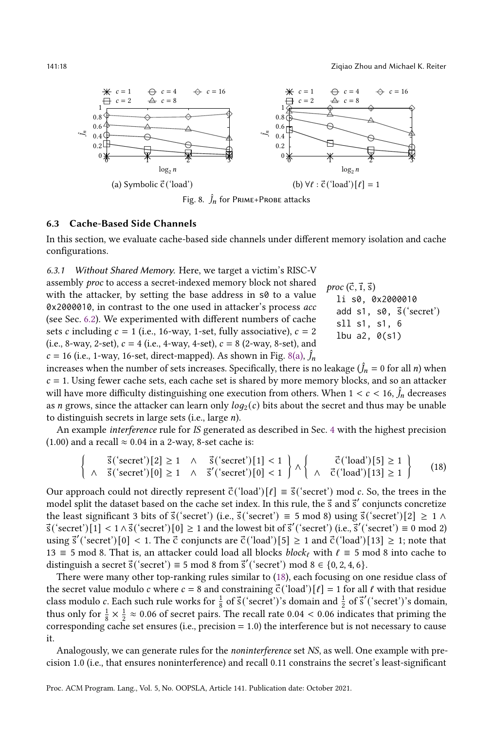Fig. 8. $\hat{J}_n$ for Prime+Probe attacks

(a) Symbolic $\vec{c}$('load')

(b) $\forall \ell : \vec{c}(\text{'load'})[\ell] = 1$

### 6.3 Cache-Based Side Channels

In this section, we evaluate cache-based side channels under different memory isolation and cache configurations.

*6.3.1 Without Shared Memory.* Here, we target a victim's RISC-V assembly *proc* to access a secret-indexed memory block not shared with the attacker, by setting the base address in `s0` to a value `0x2000010`, in contrast to the one used in attacker's process *acc* (see Sec. 6.2). We experimented with different numbers of cache sets $c$ including $c = 1$ (i.e., 16-way, 1-set, fully associative), $c = 2$ (i.e., 8-way, 2-set), $c = 4$ (i.e., 4-way, 4-set), $c = 8$ (2-way, 8-set), and $c = 16$ (i.e., 1-way, 16-set, direct-mapped). As shown in Fig. 8(a), $\hat{J}_n$ increases when the number of sets increases. Specifically, there is no leakage ($\hat{J}_n = 0$ for all $n$) when $c = 1$. Using fewer cache sets, each cache set is shared by more memory blocks, and so an attacker will have more difficulty distinguishing one execution from others. When $1 < c < 16$, $\hat{J}_n$ decreases as $n$ grows, since the attacker can learn only $log_2(c)$ bits about the secret and thus may be unable to distinguish secrets in large sets (i.e., large $n$).

```
proc (c⃗, ı⃗, s⃗)
  li s0, 0x2000010
  add s1, s0, s⃗('secret')
  sll s1, s1, 6
  lbu a2, 0(s1)
```

An example *interference* rule for *IS* generated as described in Sec. 4 with the highest precision (1.00) and a recall $\approx 0.04$ in a 2-way, 8-set cache is:

$$\left\{ \begin{array}{lcl} \vec{s}(\text{'secret'})[2] \geq 1 & \wedge & \vec{s}(\text{'secret'})[1] < 1 \\ \wedge \;\; \vec{s}(\text{'secret'})[0] \geq 1 & \wedge & \vec{s}'(\text{'secret'})[0] < 1 \end{array} \right\} \wedge \left\{ \begin{array}{l} \quad\;\; \vec{c}(\text{'load'})[5] \geq 1 \\ \wedge \;\; \vec{c}(\text{'load'})[13] \geq 1 \end{array} \right\} \tag{18}$$

Our approach could not directly represent $\vec{c}(\text{'load'})[\ell] \equiv \vec{s}(\text{'secret'}) \bmod c$. So, the trees in the model split the dataset based on the cache set index. In this rule, the $\vec{s}$ and $\vec{s}'$ conjuncts concretize the least significant 3 bits of $\vec{s}(\text{'secret'})$ (i.e., $\vec{s}(\text{'secret'}) \equiv 5 \bmod 8$) using $\vec{s}(\text{'secret'})[2] \geq 1 \wedge \vec{s}(\text{'secret'})[1] < 1 \wedge \vec{s}(\text{'secret'})[0] \geq 1$ and the lowest bit of $\vec{s}'(\text{'secret'})$ (i.e., $\vec{s}'(\text{'secret'}) \equiv 0 \bmod 2$) using $\vec{s}'(\text{'secret'})[0] < 1$. The $\vec{c}$ conjuncts are $\vec{c}(\text{'load'})[5] \geq 1$ and $\vec{c}(\text{'load'})[13] \geq 1$; note that $13 \equiv 5 \bmod 8$. That is, an attacker could load all blocks $block_\ell$ with $\ell \equiv 5 \bmod 8$ into cache to distinguish a secret $\vec{s}(\text{'secret'}) \equiv 5 \bmod 8$ from $\vec{s}'(\text{'secret'}) \bmod 8 \in \{0, 2, 4, 6\}$.

There were many other top-ranking rules similar to (18), each focusing on one residue class of the secret value modulo $c$ where $c = 8$ and constraining $\vec{c}(\text{'load'})[\ell] = 1$ for all $\ell$ with that residue class modulo $c$. Each such rule works for $\frac{1}{8}$ of $\vec{s}(\text{'secret'})$'s domain and $\frac{1}{2}$ of $\vec{s}'(\text{'secret'})$'s domain, thus only for $\frac{1}{8} \times \frac{1}{2} \approx 0.06$ of secret pairs. The recall rate $0.04 < 0.06$ indicates that priming the corresponding cache set ensures (i.e., precision = 1.0) the interference but is not necessary to cause it.

Analogously, we can generate rules for the *noninterference* set *NS*, as well. One example with precision 1.0 (i.e., that ensures noninterference) and recall 0.11 constrains the secret's least-significant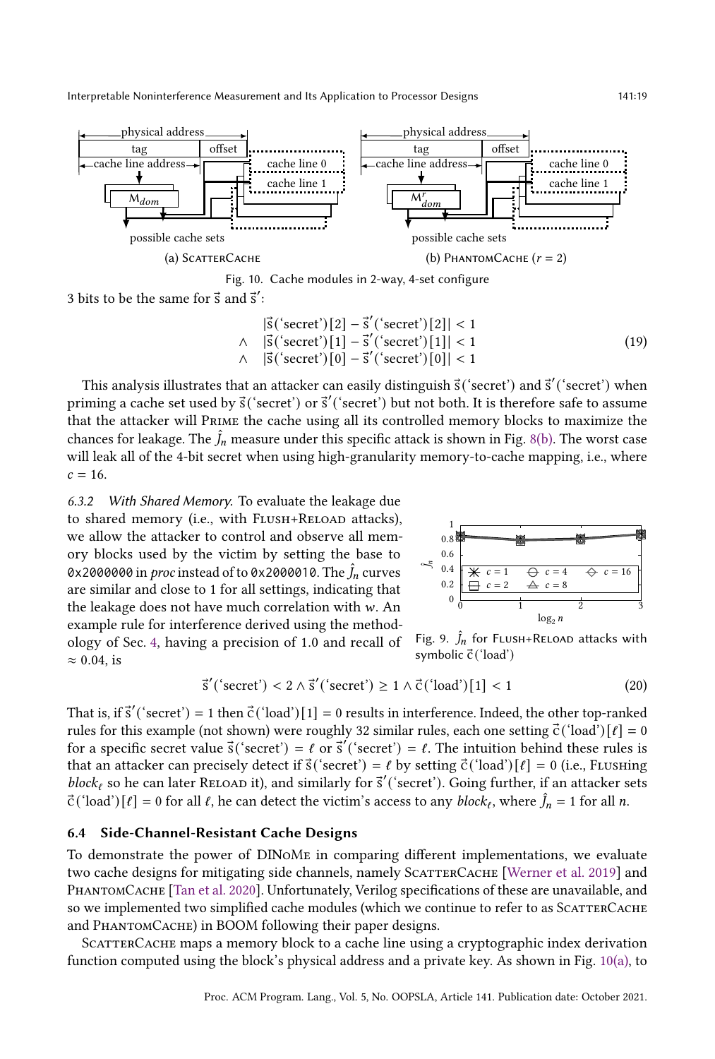Fig. 10. Cache modules in 2-way, 4-set configure

3 bits to be the same for $\vec{s}$ and $\vec{s}'$:

$$
\begin{aligned}
& |\vec{s}(\text{'secret'})[2] - \vec{s}'(\text{'secret'})[2]| < 1 \\
\wedge \quad & |\vec{s}(\text{'secret'})[1] - \vec{s}'(\text{'secret'})[1]| < 1 \\
\wedge \quad & |\vec{s}(\text{'secret'})[0] - \vec{s}'(\text{'secret'})[0]| < 1
\end{aligned}
\tag{19}
$$

This analysis illustrates that an attacker can easily distinguish $\vec{s}(\text{'secret'})$ and $\vec{s}'(\text{'secret'})$ when priming a cache set used by $\vec{s}(\text{'secret'})$ or $\vec{s}'(\text{'secret'})$ but not both. It is therefore safe to assume that the attacker will Prime the cache using all its controlled memory blocks to maximize the chances for leakage. The $\hat{J}_n$ measure under this specific attack is shown in Fig. 8(b). The worst case will leak all of the 4-bit secret when using high-granularity memory-to-cache mapping, i.e., where $c = 16$.

*6.3.2 With Shared Memory.* To evaluate the leakage due to shared memory (i.e., with Flush+Reload attacks), we allow the attacker to control and observe all memory blocks used by the victim by setting the base to `0x2000000` in *proc* instead of to `0x2000010`. The $\hat{J}_n$ curves are similar and close to 1 for all settings, indicating that the leakage does not have much correlation with $w$. An example rule for interference derived using the methodology of Sec. 4, having a precision of 1.0 and recall of $\approx 0.04$, is

Fig. 9. $\hat{J}_n$ for Flush+Reload attacks with symbolic $\vec{c}(\text{'load'})$

$$
\vec{s}'(\text{'secret'}) < 2 \wedge \vec{s}'(\text{'secret'}) \geq 1 \wedge \vec{c}(\text{'load'})[1] < 1 \tag{20}
$$

That is, if $\vec{s}'(\text{'secret'}) = 1$ then $\vec{c}(\text{'load'})[1] = 0$ results in interference. Indeed, the other top-ranked rules for this example (not shown) were roughly 32 similar rules, each one setting $\vec{c}(\text{'load'})[\ell] = 0$ for a specific secret value $\vec{s}(\text{'secret'}) = \ell$ or $\vec{s}'(\text{'secret'}) = \ell$. The intuition behind these rules is that an attacker can precisely detect if $\vec{s}(\text{'secret'}) = \ell$ by setting $\vec{c}(\text{'load'})[\ell] = 0$ (i.e., Flushing $block_\ell$ so he can later Reload it), and similarly for $\vec{s}'(\text{'secret'})$. Going further, if an attacker sets $\vec{c}(\text{'load'})[\ell] = 0$ for all $\ell$, he can detect the victim's access to any $block_\ell$, where $\hat{J}_n = 1$ for all $n$.

### 6.4 Side-Channel-Resistant Cache Designs

To demonstrate the power of DINoMe in comparing different implementations, we evaluate two cache designs for mitigating side channels, namely ScatterCache [Werner et al. 2019] and PhantomCache [Tan et al. 2020]. Unfortunately, Verilog specifications of these are unavailable, and so we implemented two simplified cache modules (which we continue to refer to as ScatterCache and PhantomCache) in BOOM following their paper designs.

ScatterCache maps a memory block to a cache line using a cryptographic index derivation function computed using the block's physical address and a private key. As shown in Fig. 10(a), to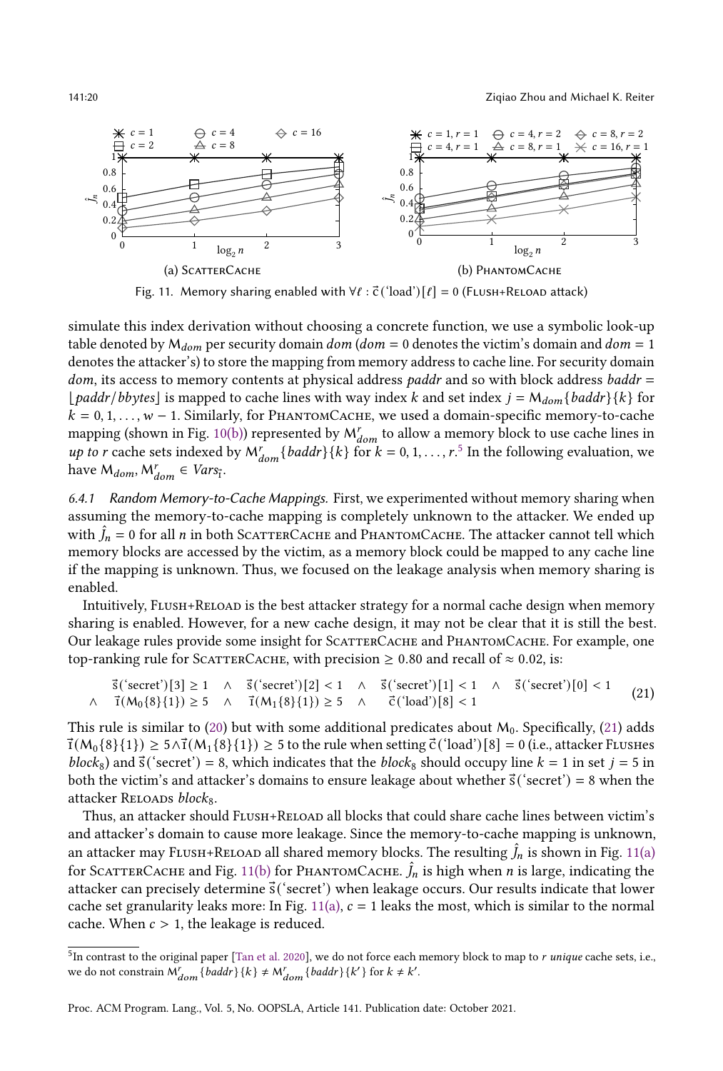(a) ScatterCache

(b) PhantomCache

Fig. 11. Memory sharing enabled with $\forall \ell : \vec{c}(\text{'load'})[\ell] = 0$ (Flush+Reload attack)

simulate this index derivation without choosing a concrete function, we use a symbolic look-up table denoted by $M_{dom}$ per security domain $dom$ ($dom = 0$ denotes the victim's domain and $dom = 1$ denotes the attacker's) to store the mapping from memory address to cache line. For security domain $dom$, its access to memory contents at physical address $paddr$ and so with block address $baddr = \lfloor paddr/bbytes \rfloor$ is mapped to cache lines with way index $k$ and set index $j = M_{dom}\{baddr\}\{k\}$ for $k = 0, 1, \ldots, w-1$. Similarly, for PhantomCache, we used a domain-specific memory-to-cache mapping (shown in Fig. 10(b)) represented by $M^r_{dom}$ to allow a memory block to use cache lines in *up to* $r$ cache sets indexed by $M^r_{dom}\{baddr\}\{k\}$ for $k = 0, 1, \ldots, r$.[5] In the following evaluation, we have $M_{dom}, M^r_{dom} \in Vars_{\vec{1}}$.

*6.4.1 Random Memory-to-Cache Mappings.* First, we experimented without memory sharing when assuming the memory-to-cache mapping is completely unknown to the attacker. We ended up with $\hat{J}_n = 0$ for all $n$ in both ScatterCache and PhantomCache. The attacker cannot tell which memory blocks are accessed by the victim, as a memory block could be mapped to any cache line if the mapping is unknown. Thus, we focused on the leakage analysis when memory sharing is enabled.

Intuitively, Flush+Reload is the best attacker strategy for a normal cache design when memory sharing is enabled. However, for a new cache design, it may not be clear that it is still the best. Our leakage rules provide some insight for ScatterCache and PhantomCache. For example, one top-ranking rule for ScatterCache, with precision $\geq 0.80$ and recall of $\approx 0.02$, is:

$$\begin{aligned} &\vec{s}(\text{'secret'})[3] \geq 1 \quad \wedge \quad \vec{s}(\text{'secret'})[2] < 1 \quad \wedge \quad \vec{s}(\text{'secret'})[1] < 1 \quad \wedge \quad \vec{s}(\text{'secret'})[0] < 1 \\ \wedge \quad &\vec{1}(M_0\{8\}\{1\}) \geq 5 \quad \wedge \quad \vec{1}(M_1\{8\}\{1\}) \geq 5 \quad \wedge \quad \vec{c}(\text{'load'})[8] < 1 \end{aligned} \tag{21}$$

This rule is similar to (20) but with some additional predicates about $M_0$. Specifically, (21) adds $\vec{1}(M_0\{8\}\{1\}) \geq 5 \wedge \vec{1}(M_1\{8\}\{1\}) \geq 5$ to the rule when setting $\vec{c}(\text{'load'})[8] = 0$ (i.e., attacker Flushes $block_8$) and $\vec{s}(\text{'secret'}) = 8$, which indicates that the $block_8$ should occupy line $k = 1$ in set $j = 5$ in both the victim's and attacker's domains to ensure leakage about whether $\vec{s}(\text{'secret'}) = 8$ when the attacker Reloads $block_8$.

Thus, an attacker should Flush+Reload all blocks that could share cache lines between victim's and attacker's domain to cause more leakage. Since the memory-to-cache mapping is unknown, an attacker may Flush+Reload all shared memory blocks. The resulting $\hat{J}_n$ is shown in Fig. 11(a) for ScatterCache and Fig. 11(b) for PhantomCache. $\hat{J}_n$ is high when $n$ is large, indicating the attacker can precisely determine $\vec{s}(\text{'secret'})$ when leakage occurs. Our results indicate that lower cache set granularity leaks more: In Fig. 11(a), $c = 1$ leaks the most, which is similar to the normal cache. When $c > 1$, the leakage is reduced.

[5] In contrast to the original paper [Tan et al. 2020], we do not force each memory block to map to $r$ *unique* cache sets, i.e., we do not constrain $M^r_{dom}\{baddr\}\{k\} \neq M^r_{dom}\{baddr\}\{k'\}$ for $k \neq k'$.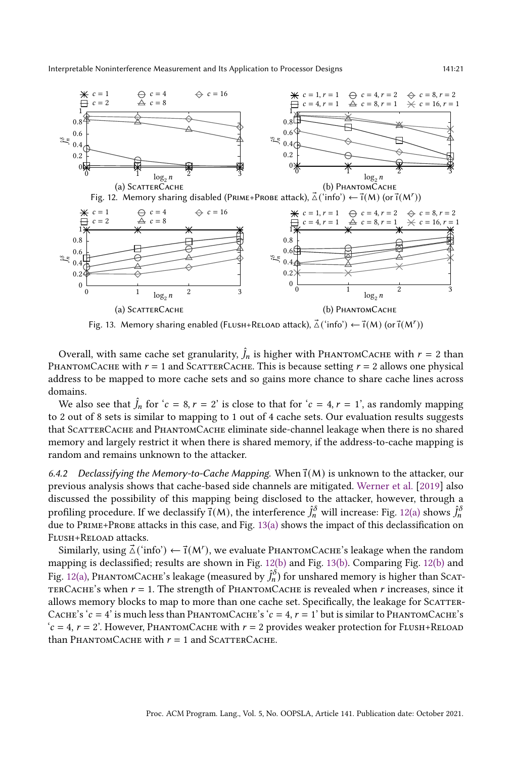(a) ScatterCache (b) PhantomCache

Fig. 12. Memory sharing disabled (Prime+Probe attack), $\vec{\triangle}(\text{'info'}) \leftarrow \vec{\imath}(\mathsf{M})$ (or $\vec{\imath}(\mathsf{M}^r)$)

(a) ScatterCache (b) PhantomCache

Fig. 13. Memory sharing enabled (Flush+Reload attack), $\vec{\triangle}(\text{'info'}) \leftarrow \vec{\imath}(\mathsf{M})$ (or $\vec{\imath}(\mathsf{M}^r)$)

Overall, with same cache set granularity, $\hat{J}_n$ is higher with PhantomCache with $r = 2$ than PhantomCache with $r = 1$ and ScatterCache. This is because setting $r = 2$ allows one physical address to be mapped to more cache sets and so gains more chance to share cache lines across domains.

We also see that $\hat{J}_n$ for '$c = 8, r = 2$' is close to that for '$c = 4, r = 1$', as randomly mapping to 2 out of 8 sets is similar to mapping to 1 out of 4 cache sets. Our evaluation results suggests that ScatterCache and PhantomCache eliminate side-channel leakage when there is no shared memory and largely restrict it when there is shared memory, if the address-to-cache mapping is random and remains unknown to the attacker.

*6.4.2 Declassifying the Memory-to-Cache Mapping.* When $\vec{\imath}(\mathsf{M})$ is unknown to the attacker, our previous analysis shows that cache-based side channels are mitigated. Werner et al. [2019] also discussed the possibility of this mapping being disclosed to the attacker, however, through a profiling procedure. If we declassify $\vec{\imath}(\mathsf{M})$, the interference $\hat{J}_n^\delta$ will increase: Fig. 12(a) shows $\hat{J}_n^\delta$ due to Prime+Probe attacks in this case, and Fig. 13(a) shows the impact of this declassification on Flush+Reload attacks.

Similarly, using $\vec{\triangle}(\text{'info'}) \leftarrow \vec{\imath}(\mathsf{M}^r)$, we evaluate PhantomCache's leakage when the random mapping is declassified; results are shown in Fig. 12(b) and Fig. 13(b). Comparing Fig. 12(b) and Fig. 12(a), PhantomCache's leakage (measured by $\hat{J}_n^\delta$) for unshared memory is higher than ScatterCache's when $r = 1$. The strength of PhantomCache is revealed when $r$ increases, since it allows memory blocks to map to more than one cache set. Specifically, the leakage for ScatterCache's '$c = 4$' is much less than PhantomCache's '$c = 4, r = 1$' but is similar to PhantomCache's '$c = 4, r = 2$'. However, PhantomCache with $r = 2$ provides weaker protection for Flush+Reload than PhantomCache with $r = 1$ and ScatterCache.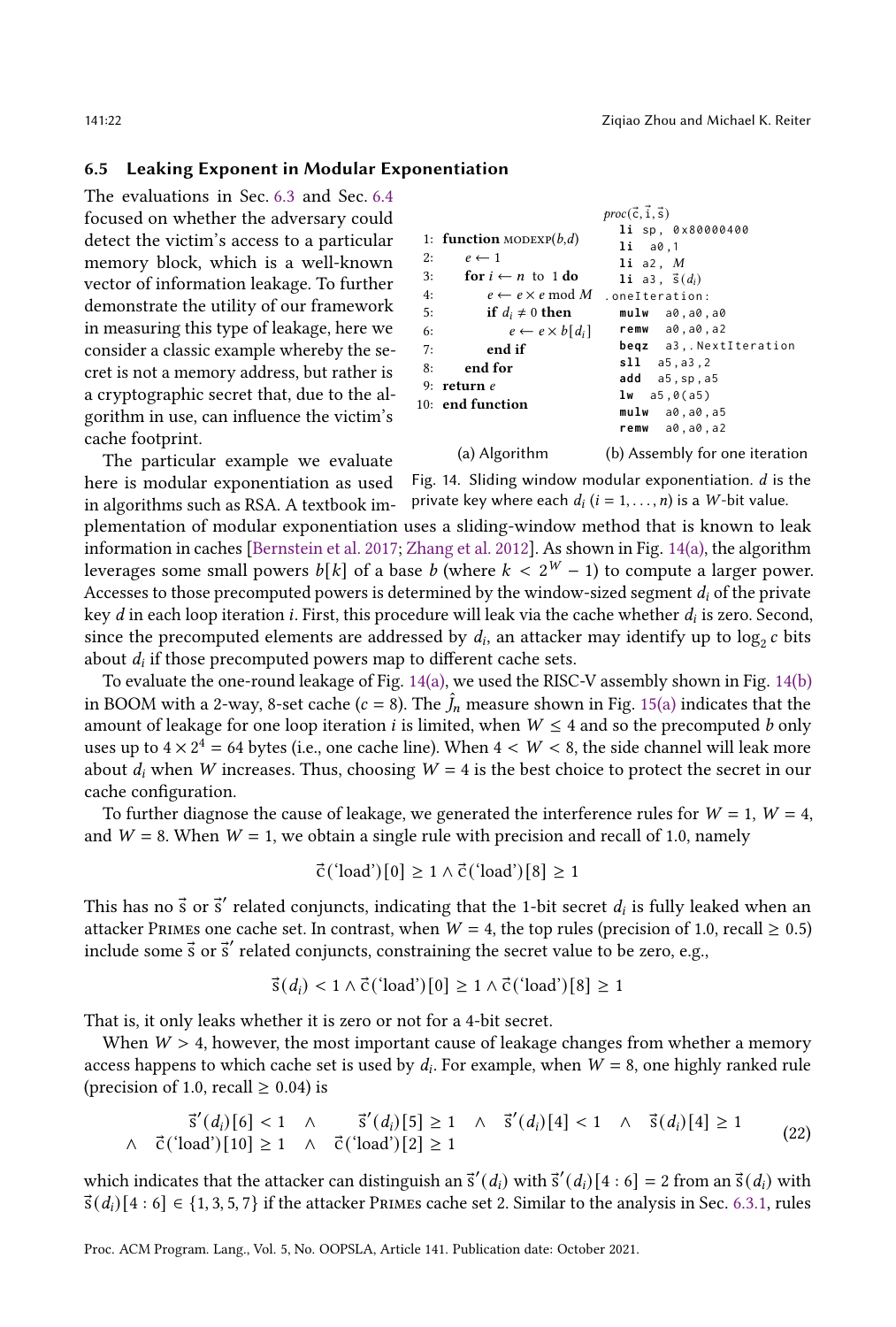### 6.5 Leaking Exponent in Modular Exponentiation

The evaluations in Sec. 6.3 and Sec. 6.4 focused on whether the adversary could detect the victim's access to a particular memory block, which is a well-known vector of information leakage. To further demonstrate the utility of our framework in measuring this type of leakage, here we consider a classic example whereby the secret is not a memory address, but rather is a cryptographic secret that, due to the algorithm in use, can influence the victim's cache footprint.

```
1: function MODEXP(b,d)
2:     e ← 1
3:     for i ← n to 1 do
4:         e ← e × e mod M
5:         if d_i ≠ 0 then
6:             e ← e × b[d_i]
7:         end if
8:     end for
9: return e
10: end function
```

(a) Algorithm

```
proc(c⃗, i⃗, s⃗)
  li sp, 0x80000400
  li  a0,1
  li a2, M
  li a3, s⃗(d_i)
.oneIteration:
  mulw  a0,a0,a0
  remw  a0,a0,a2
  beqz  a3,.NextIteration
  sll  a5,a3,2
  add  a5,sp,a5
  lw  a5,0(a5)
  mulw  a0,a0,a5
  remw  a0,a0,a2
```

(b) Assembly for one iteration

Fig. 14. Sliding window modular exponentiation. $d$ is the private key where each $d_i$ $(i = 1, \dots, n)$ is a $W$-bit value.

The particular example we evaluate here is modular exponentiation as used in algorithms such as RSA. A textbook implementation of modular exponentiation uses a sliding-window method that is known to leak information in caches [Bernstein et al. 2017; Zhang et al. 2012]. As shown in Fig. 14(a), the algorithm leverages some small powers $b[k]$ of a base $b$ (where $k < 2^W - 1$) to compute a larger power. Accesses to those precomputed powers is determined by the window-sized segment $d_i$ of the private key $d$ in each loop iteration $i$. First, this procedure will leak via the cache whether $d_i$ is zero. Second, since the precomputed elements are addressed by $d_i$, an attacker may identify up to $\log_2 c$ bits about $d_i$ if those precomputed powers map to different cache sets.

To evaluate the one-round leakage of Fig. 14(a), we used the RISC-V assembly shown in Fig. 14(b) in BOOM with a 2-way, 8-set cache ($c = 8$). The $\hat{J}_n$ measure shown in Fig. 15(a) indicates that the amount of leakage for one loop iteration $i$ is limited, when $W \leq 4$ and so the precomputed $b$ only uses up to $4 \times 2^4 = 64$ bytes (i.e., one cache line). When $4 < W < 8$, the side channel will leak more about $d_i$ when $W$ increases. Thus, choosing $W = 4$ is the best choice to protect the secret in our cache configuration.

To further diagnose the cause of leakage, we generated the interference rules for $W = 1$, $W = 4$, and $W = 8$. When $W = 1$, we obtain a single rule with precision and recall of 1.0, namely

$$\vec{c}(\text{'load'})[0] \geq 1 \wedge \vec{c}(\text{'load'})[8] \geq 1$$

This has no $\vec{s}$ or $\vec{s}'$ related conjuncts, indicating that the 1-bit secret $d_i$ is fully leaked when an attacker Primes one cache set. In contrast, when $W = 4$, the top rules (precision of 1.0, recall $\geq 0.5$) include some $\vec{s}$ or $\vec{s}'$ related conjuncts, constraining the secret value to be zero, e.g.,

$$\vec{s}(d_i) < 1 \wedge \vec{c}(\text{'load'})[0] \geq 1 \wedge \vec{c}(\text{'load'})[8] \geq 1$$

That is, it only leaks whether it is zero or not for a 4-bit secret.

When $W > 4$, however, the most important cause of leakage changes from whether a memory access happens to which cache set is used by $d_i$. For example, when $W = 8$, one highly ranked rule (precision of 1.0, recall $\geq 0.04$) is

$$\begin{aligned} &\vec{s}'(d_i)[6] < 1 \quad \wedge \quad \vec{s}'(d_i)[5] \geq 1 \quad \wedge \quad \vec{s}'(d_i)[4] < 1 \quad \wedge \quad \vec{s}(d_i)[4] \geq 1 \\ \wedge \quad &\vec{c}(\text{'load'})[10] \geq 1 \quad \wedge \quad \vec{c}(\text{'load'})[2] \geq 1 \end{aligned} \tag{22}$$

which indicates that the attacker can distinguish an $\vec{s}'(d_i)$ with $\vec{s}'(d_i)[4:6] = 2$ from an $\vec{s}(d_i)$ with $\vec{s}(d_i)[4:6] \in \{1, 3, 5, 7\}$ if the attacker Primes cache set 2. Similar to the analysis in Sec. 6.3.1, rules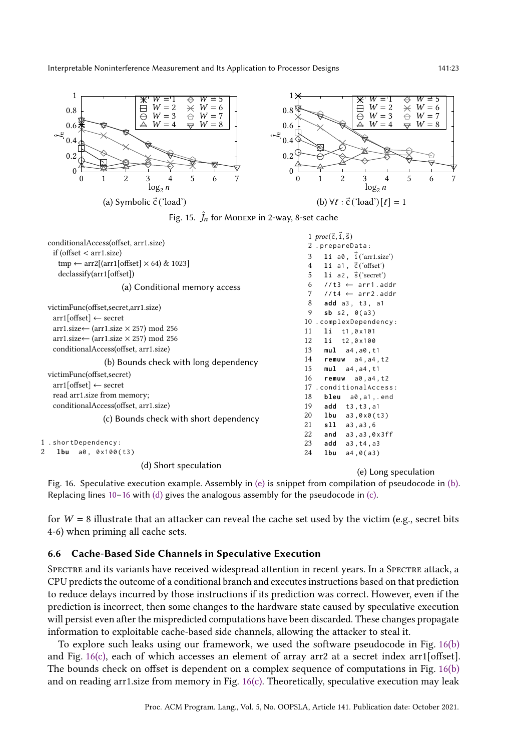(a) Symbolic $\vec{c}$('load')

(b) $\forall \ell : \vec{c}(\text{'load'})[\ell] = 1$

Fig. 15. $\hat{J}_n$ for ModExp in 2-way, 8-set cache

```
conditionalAccess(offset, arr1.size)
  if (offset < arr1.size)
    tmp ← arr2[(arr1[offset] × 64) & 1023]
    declassify(arr1[offset])
```

(a) Conditional memory access

```
victimFunc(offset,secret,arr1.size)
  arr1[offset] ← secret
  arr1.size← (arr1.size × 257) mod 256
  arr1.size← (arr1.size × 257) mod 256
  conditionalAccess(offset, arr1.size)
```

(b) Bounds check with long dependency

```
victimFunc(offset,secret)
  arr1[offset] ← secret
  read arr1.size from memory;
  conditionalAccess(offset, arr1.size)
```

(c) Bounds check with short dependency

```
1 .shortDependency:
2   lbu  a0, 0x100(t3)
```

(d) Short speculation

```
1  proc(c⃗, i⃗, s⃗)
2  .prepareData:
3    li a0, i⃗('arr1.size')
4    li a1, c⃗('offset')
5    li a2, s⃗('secret')
6    //t3 ← arr1.addr
7    //t4 ← arr2.addr
8    add a3, t3, a1
9    sb s2, 0(a3)
10 .complexDependency:
11   li   t1,0x101
12   li   t2,0x100
13   mul   a4,a0,t1
14   remuw   a4,a4,t2
15   mul   a4,a4,t1
16   remuw   a0,a4,t2
17 .conditionalAccess:
18   bleu   a0,a1,.end
19   add   t3,t3,a1
20   lbu   a3,0x0(t3)
21   sll   a3,a3,6
22   and   a3,a3,0x3ff
23   add   a3,t4,a3
24   lbu   a4,0(a3)
```

(e) Long speculation

Fig. 16. Speculative execution example. Assembly in (e) is snippet from compilation of pseudocode in (b). Replacing lines 10–16 with (d) gives the analogous assembly for the pseudocode in (c).

for $W = 8$ illustrate that an attacker can reveal the cache set used by the victim (e.g., secret bits 4-6) when priming all cache sets.

### 6.6 Cache-Based Side Channels in Speculative Execution

Spectre and its variants have received widespread attention in recent years. In a Spectre attack, a CPU predicts the outcome of a conditional branch and executes instructions based on that prediction to reduce delays incurred by those instructions if its prediction was correct. However, even if the prediction is incorrect, then some changes to the hardware state caused by speculative execution will persist even after the mispredicted computations have been discarded. These changes propagate information to exploitable cache-based side channels, allowing the attacker to steal it.

To explore such leaks using our framework, we used the software pseudocode in Fig. 16(b) and Fig. 16(c), each of which accesses an element of array arr2 at a secret index arr1[offset]. The bounds check on offset is dependent on a complex sequence of computations in Fig. 16(b) and on reading arr1.size from memory in Fig. 16(c). Theoretically, speculative execution may leak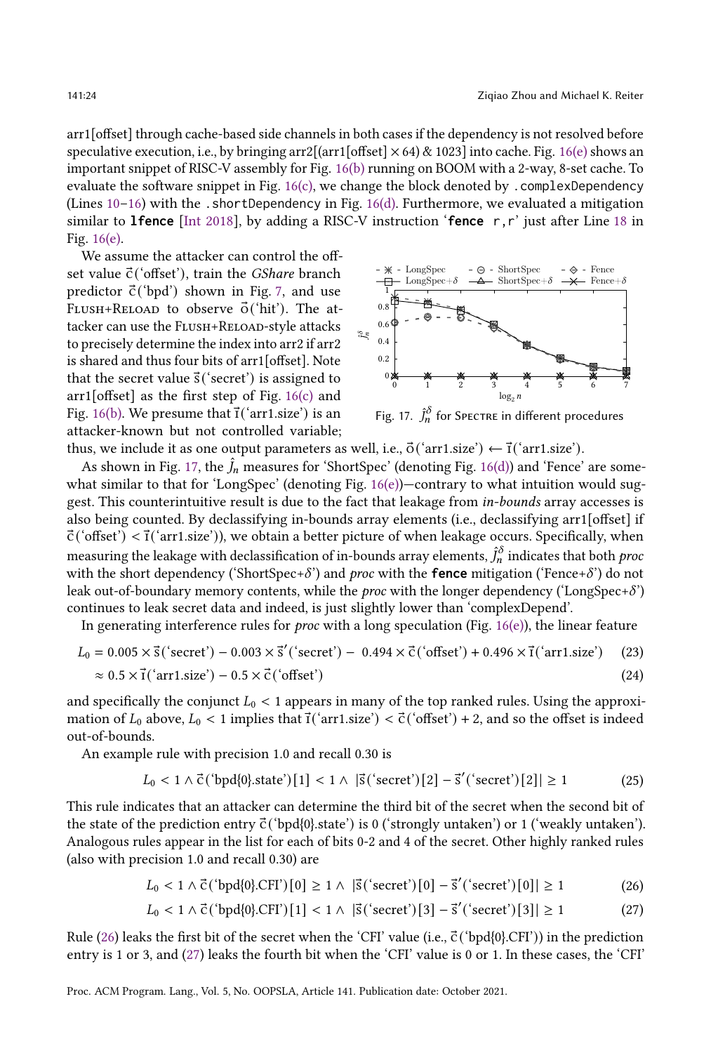arr1[offset] through cache-based side channels in both cases if the dependency is not resolved before speculative execution, i.e., by bringing arr2[(arr1[offset] × 64) & 1023] into cache. Fig. 16(e) shows an important snippet of RISC-V assembly for Fig. 16(b) running on BOOM with a 2-way, 8-set cache. To evaluate the software snippet in Fig. 16(c), we change the block denoted by `.complexDependency` (Lines 10–16) with the `.shortDependency` in Fig. 16(d). Furthermore, we evaluated a mitigation similar to **`lfence`** [Int 2018], by adding a RISC-V instruction '**`fence`** `r,r`' just after Line 18 in Fig. 16(e).

We assume the attacker can control the offset value $\vec{c}$('offset'), train the *GShare* branch predictor $\vec{c}$('bpd') shown in Fig. 7, and use Flush+Reload to observe $\vec{o}$('hit'). The attacker can use the Flush+Reload-style attacks to precisely determine the index into arr2 if arr2 is shared and thus four bits of arr1[offset]. Note that the secret value $\vec{s}$('secret') is assigned to arr1[offset] as the first step of Fig. 16(c) and Fig. 16(b). We presume that $\vec{\imath}$('arr1.size') is an attacker-known but not controlled variable; thus, we include it as one output parameters as well, i.e., $\vec{o}$('arr1.size') ← $\vec{\imath}$('arr1.size').

Fig. 17. $\hat{J}_n^{\delta}$ for Spectre in different procedures

As shown in Fig. 17, the $\hat{J}_n$ measures for 'ShortSpec' (denoting Fig. 16(d)) and 'Fence' are somewhat similar to that for 'LongSpec' (denoting Fig. 16(e))—contrary to what intuition would suggest. This counterintuitive result is due to the fact that leakage from *in-bounds* array accesses is also being counted. By declassifying in-bounds array elements (i.e., declassifying arr1[offset] if $\vec{c}$('offset') < $\vec{\imath}$('arr1.size')), we obtain a better picture of when leakage occurs. Specifically, when measuring the leakage with declassification of in-bounds array elements, $\hat{J}_n^{\delta}$ indicates that both *proc* with the short dependency ('ShortSpec+$\delta$') and *proc* with the **`fence`** mitigation ('Fence+$\delta$') do not leak out-of-boundary memory contents, while the *proc* with the longer dependency ('LongSpec+$\delta$') continues to leak secret data and indeed, is just slightly lower than 'complexDepend'.

In generating interference rules for *proc* with a long speculation (Fig. 16(e)), the linear feature

$$L_0 = 0.005 \times \vec{s}(\text{'secret'}) - 0.003 \times \vec{s}'(\text{'secret'}) - \; 0.494 \times \vec{c}(\text{'offset'}) + 0.496 \times \vec{\imath}(\text{'arr1.size'}) \quad (23)$$

$$\approx 0.5 \times \vec{\imath}(\text{'arr1.size'}) - 0.5 \times \vec{c}(\text{'offset'}) \quad (24)$$

and specifically the conjunct $L_0 < 1$ appears in many of the top ranked rules. Using the approximation of $L_0$ above, $L_0 < 1$ implies that $\vec{\imath}$('arr1.size') < $\vec{c}$('offset') + 2, and so the offset is indeed out-of-bounds.

An example rule with precision 1.0 and recall 0.30 is

$$L_0 < 1 \wedge \vec{c}(\text{'bpd\{0\}.state'})[1] < 1 \wedge \; |\vec{s}(\text{'secret'})[2] - \vec{s}'(\text{'secret'})[2]| \geq 1 \quad (25)$$

This rule indicates that an attacker can determine the third bit of the secret when the second bit of the state of the prediction entry $\vec{c}$('bpd{0}.state') is 0 ('strongly untaken') or 1 ('weakly untaken'). Analogous rules appear in the list for each of bits 0-2 and 4 of the secret. Other highly ranked rules (also with precision 1.0 and recall 0.30) are

$$L_0 < 1 \wedge \vec{c}(\text{'bpd\{0\}.CFI'})[0] \geq 1 \wedge \; |\vec{s}(\text{'secret'})[0] - \vec{s}'(\text{'secret'})[0]| \geq 1 \quad (26)$$

$$L_0 < 1 \wedge \vec{c}(\text{'bpd\{0\}.CFI'})[1] < 1 \wedge \; |\vec{s}(\text{'secret'})[3] - \vec{s}'(\text{'secret'})[3]| \geq 1 \quad (27)$$

Rule (26) leaks the first bit of the secret when the 'CFI' value (i.e., $\vec{c}$('bpd{0}.CFI')) in the prediction entry is 1 or 3, and (27) leaks the fourth bit when the 'CFI' value is 0 or 1. In these cases, the 'CFI'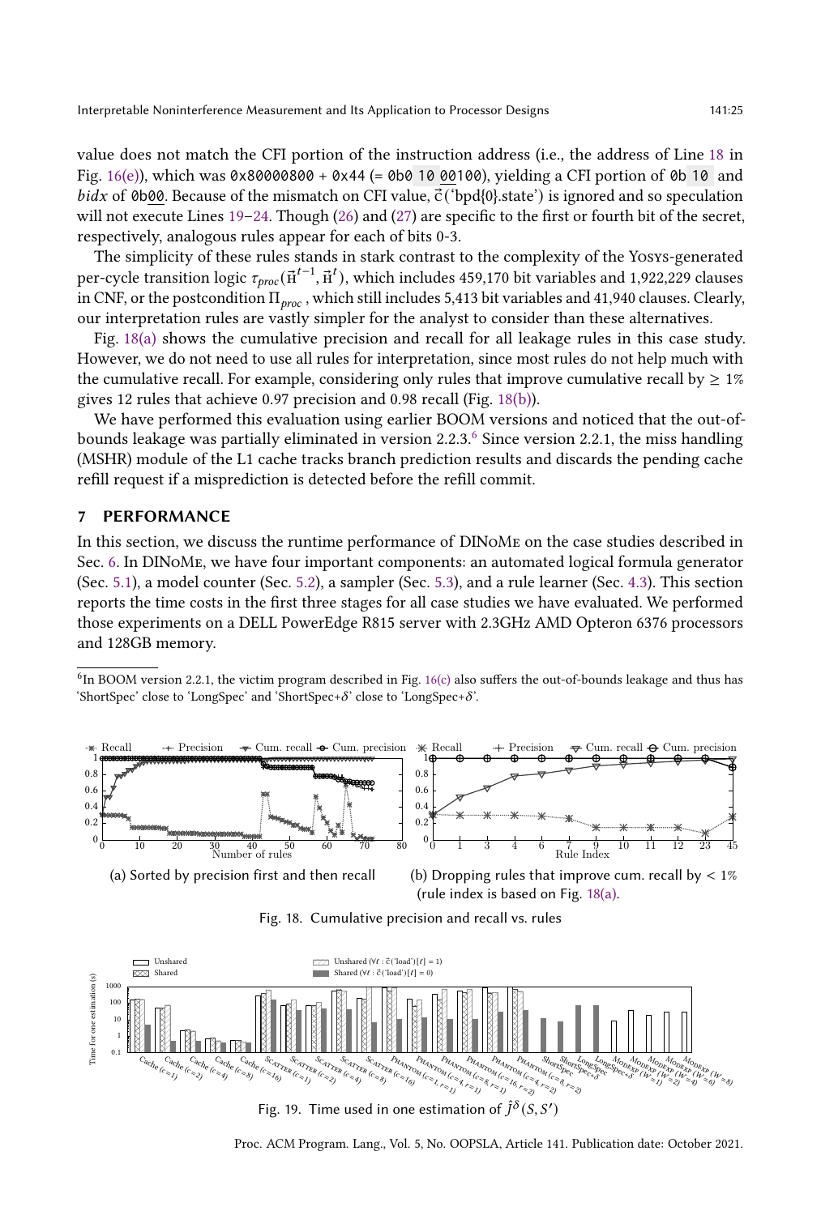value does not match the CFI portion of the instruction address (i.e., the address of Line 18 in Fig. 16(e)), which was `0x80000800 + 0x44` (= `0b0 10 00100`), yielding a CFI portion of `0b 10` and *bidx* of `0b00`. Because of the mismatch on CFI value, $\vec{c}$('bpd{0}.state') is ignored and so speculation will not execute Lines 19–24. Though (26) and (27) are specific to the first or fourth bit of the secret, respectively, analogous rules appear for each of bits 0-3.

The simplicity of these rules stands in stark contrast to the complexity of the Yosys-generated per-cycle transition logic $\tau_{proc}(\vec{H}^{t-1}, \vec{H}^{t})$, which includes 459,170 bit variables and 1,922,229 clauses in CNF, or the postcondition $\Pi_{proc}$, which still includes 5,413 bit variables and 41,940 clauses. Clearly, our interpretation rules are vastly simpler for the analyst to consider than these alternatives.

Fig. 18(a) shows the cumulative precision and recall for all leakage rules in this case study. However, we do not need to use all rules for interpretation, since most rules do not help much with the cumulative recall. For example, considering only rules that improve cumulative recall by ≥ 1% gives 12 rules that achieve 0.97 precision and 0.98 recall (Fig. 18(b)).

We have performed this evaluation using earlier BOOM versions and noticed that the out-of-bounds leakage was partially eliminated in version 2.2.3.[6] Since version 2.2.1, the miss handling (MSHR) module of the L1 cache tracks branch prediction results and discards the pending cache refill request if a misprediction is detected before the refill commit.

## 7 PERFORMANCE

In this section, we discuss the runtime performance of DINoMe on the case studies described in Sec. 6. In DINoMe, we have four important components: an automated logical formula generator (Sec. 5.1), a model counter (Sec. 5.2), a sampler (Sec. 5.3), and a rule learner (Sec. 4.3). This section reports the time costs in the first three stages for all case studies we have evaluated. We performed those experiments on a DELL PowerEdge R815 server with 2.3GHz AMD Opteron 6376 processors and 128GB memory.

[6] In BOOM version 2.2.1, the victim program described in Fig. 16(c) also suffers the out-of-bounds leakage and thus has 'ShortSpec' close to 'LongSpec' and 'ShortSpec+$\delta$' close to 'LongSpec+$\delta$'.

(a) Sorted by precision first and then recall

(b) Dropping rules that improve cum. recall by < 1% (rule index is based on Fig. 18(a).

Fig. 18. Cumulative precision and recall vs. rules

Fig. 19. Time used in one estimation of $\hat{J}^{\delta}(S, S')$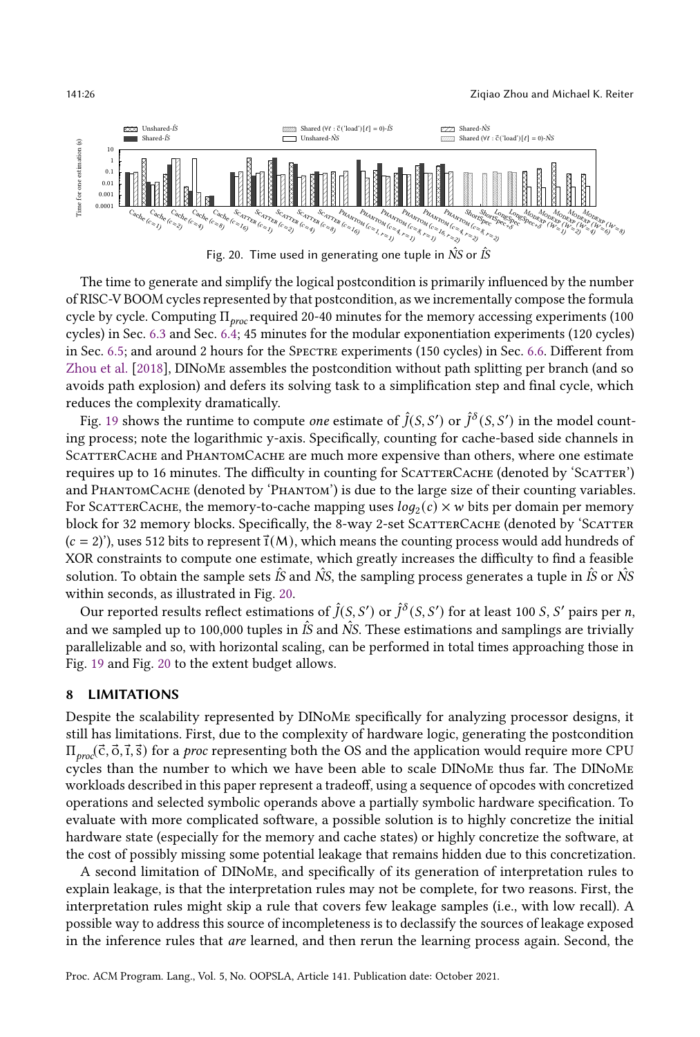Fig. 20. Time used in generating one tuple in $\hat{NS}$ or $\hat{IS}$

The time to generate and simplify the logical postcondition is primarily influenced by the number of RISC-V BOOM cycles represented by that postcondition, as we incrementally compose the formula cycle by cycle. Computing $\Pi_{proc}$ required 20-40 minutes for the memory accessing experiments (100 cycles) in Sec. 6.3 and Sec. 6.4; 45 minutes for the modular exponentiation experiments (120 cycles) in Sec. 6.5; and around 2 hours for the Spectre experiments (150 cycles) in Sec. 6.6. Different from Zhou et al. [2018], DINoMe assembles the postcondition without path splitting per branch (and so avoids path explosion) and defers its solving task to a simplification step and final cycle, which reduces the complexity dramatically.

Fig. 19 shows the runtime to compute *one* estimate of $\hat{J}(S, S')$ or $\hat{J}^{\delta}(S, S')$ in the model counting process; note the logarithmic y-axis. Specifically, counting for cache-based side channels in ScatterCache and PhantomCache are much more expensive than others, where one estimate requires up to 16 minutes. The difficulty in counting for ScatterCache (denoted by 'Scatter') and PhantomCache (denoted by 'Phantom') is due to the large size of their counting variables. For ScatterCache, the memory-to-cache mapping uses $log_2(c) \times w$ bits per domain per memory block for 32 memory blocks. Specifically, the 8-way 2-set ScatterCache (denoted by 'Scatter ($c = 2$)'), uses 512 bits to represent $\vec{\imath}(\mathsf{M})$, which means the counting process would add hundreds of XOR constraints to compute one estimate, which greatly increases the difficulty to find a feasible solution. To obtain the sample sets $\hat{IS}$ and $\hat{NS}$, the sampling process generates a tuple in $\hat{IS}$ or $\hat{NS}$ within seconds, as illustrated in Fig. 20.

Our reported results reflect estimations of $\hat{J}(S, S')$ or $\hat{J}^{\delta}(S, S')$ for at least 100 $S, S'$ pairs per $n$, and we sampled up to 100,000 tuples in $\hat{IS}$ and $\hat{NS}$. These estimations and samplings are trivially parallelizable and so, with horizontal scaling, can be performed in total times approaching those in Fig. 19 and Fig. 20 to the extent budget allows.

## 8 LIMITATIONS

Despite the scalability represented by DINoMe specifically for analyzing processor designs, it still has limitations. First, due to the complexity of hardware logic, generating the postcondition $\Pi_{proc}(\vec{c}, \vec{o}, \vec{\imath}, \vec{s})$ for a *proc* representing both the OS and the application would require more CPU cycles than the number to which we have been able to scale DINoMe thus far. The DINoMe workloads described in this paper represent a tradeoff, using a sequence of opcodes with concretized operations and selected symbolic operands above a partially symbolic hardware specification. To evaluate with more complicated software, a possible solution is to highly concretize the initial hardware state (especially for the memory and cache states) or highly concretize the software, at the cost of possibly missing some potential leakage that remains hidden due to this concretization.

A second limitation of DINoMe, and specifically of its generation of interpretation rules to explain leakage, is that the interpretation rules may not be complete, for two reasons. First, the interpretation rules might skip a rule that covers few leakage samples (i.e., with low recall). A possible way to address this source of incompleteness is to declassify the sources of leakage exposed in the inference rules that *are* learned, and then rerun the learning process again. Second, the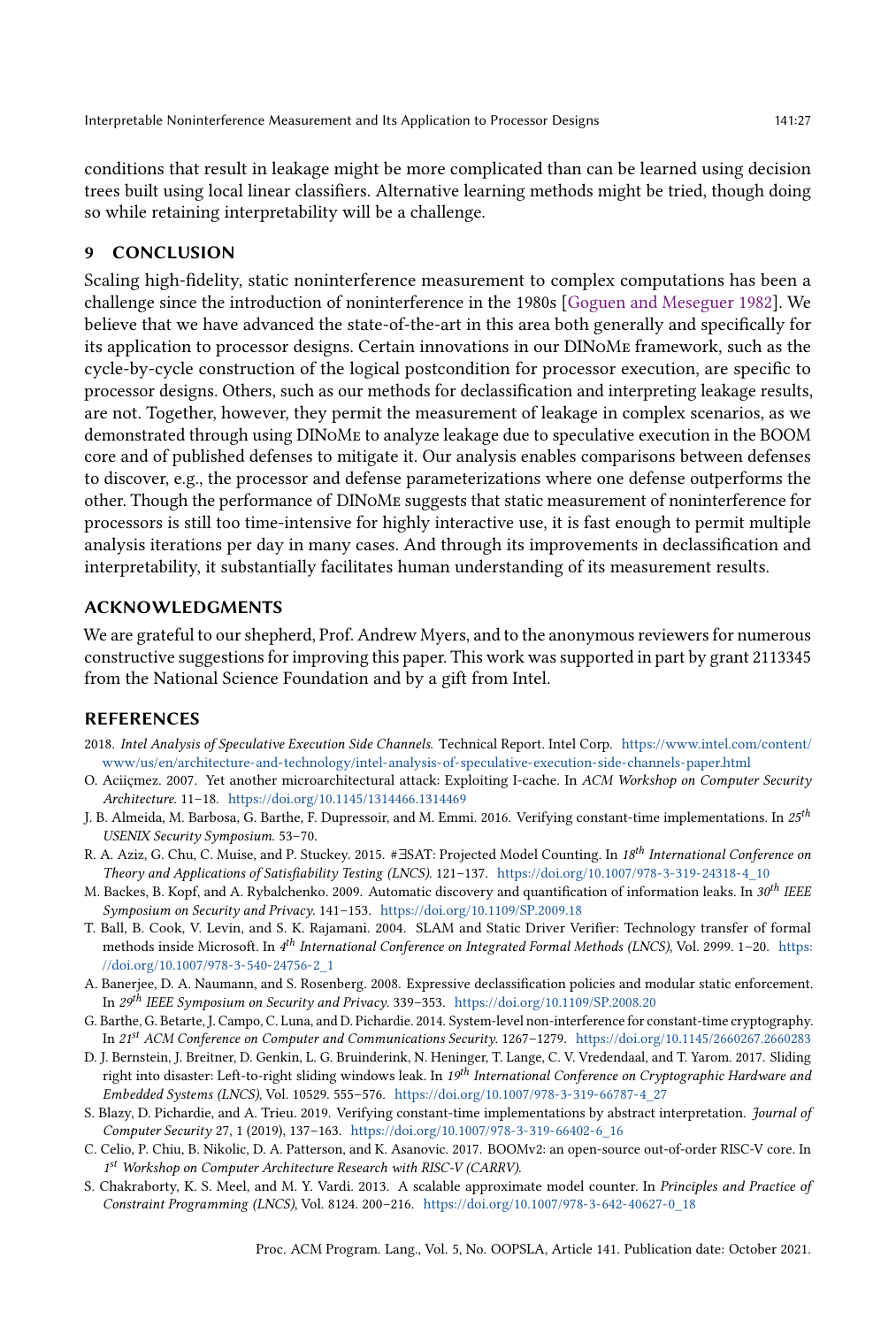conditions that result in leakage might be more complicated than can be learned using decision trees built using local linear classifiers. Alternative learning methods might be tried, though doing so while retaining interpretability will be a challenge.

## 9 CONCLUSION

Scaling high-fidelity, static noninterference measurement to complex computations has been a challenge since the introduction of noninterference in the 1980s [Goguen and Meseguer 1982]. We believe that we have advanced the state-of-the-art in this area both generally and specifically for its application to processor designs. Certain innovations in our DINoMe framework, such as the cycle-by-cycle construction of the logical postcondition for processor execution, are specific to processor designs. Others, such as our methods for declassification and interpreting leakage results, are not. Together, however, they permit the measurement of leakage in complex scenarios, as we demonstrated through using DINoMe to analyze leakage due to speculative execution in the BOOM core and of published defenses to mitigate it. Our analysis enables comparisons between defenses to discover, e.g., the processor and defense parameterizations where one defense outperforms the other. Though the performance of DINoMe suggests that static measurement of noninterference for processors is still too time-intensive for highly interactive use, it is fast enough to permit multiple analysis iterations per day in many cases. And through its improvements in declassification and interpretability, it substantially facilitates human understanding of its measurement results.

## ACKNOWLEDGMENTS

We are grateful to our shepherd, Prof. Andrew Myers, and to the anonymous reviewers for numerous constructive suggestions for improving this paper. This work was supported in part by grant 2113345 from the National Science Foundation and by a gift from Intel.

## REFERENCES

2018. *Intel Analysis of Speculative Execution Side Channels*. Technical Report. Intel Corp. https://www.intel.com/content/www/us/en/architecture-and-technology/intel-analysis-of-speculative-execution-side-channels-paper.html

O. Aciiçmez. 2007. Yet another microarchitectural attack: Exploiting I-cache. In *ACM Workshop on Computer Security Architecture*. 11–18. https://doi.org/10.1145/1314466.1314469

J. B. Almeida, M. Barbosa, G. Barthe, F. Dupressoir, and M. Emmi. 2016. Verifying constant-time implementations. In *25th USENIX Security Symposium*. 53–70.

R. A. Aziz, G. Chu, C. Muise, and P. Stuckey. 2015. #∃SAT: Projected Model Counting. In *18th International Conference on Theory and Applications of Satisfiability Testing (LNCS)*. 121–137. https://doi.org/10.1007/978-3-319-24318-4_10

M. Backes, B. Kopf, and A. Rybalchenko. 2009. Automatic discovery and quantification of information leaks. In *30th IEEE Symposium on Security and Privacy*. 141–153. https://doi.org/10.1109/SP.2009.18

T. Ball, B. Cook, V. Levin, and S. K. Rajamani. 2004. SLAM and Static Driver Verifier: Technology transfer of formal methods inside Microsoft. In *4th International Conference on Integrated Formal Methods (LNCS)*, Vol. 2999. 1–20. https://doi.org/10.1007/978-3-540-24756-2_1

A. Banerjee, D. A. Naumann, and S. Rosenberg. 2008. Expressive declassification policies and modular static enforcement. In *29th IEEE Symposium on Security and Privacy*. 339–353. https://doi.org/10.1109/SP.2008.20

G. Barthe, G. Betarte, J. Campo, C. Luna, and D. Pichardie. 2014. System-level non-interference for constant-time cryptography. In *21st ACM Conference on Computer and Communications Security*. 1267–1279. https://doi.org/10.1145/2660267.2660283

D. J. Bernstein, J. Breitner, D. Genkin, L. G. Bruinderink, N. Heninger, T. Lange, C. V. Vredendaal, and T. Yarom. 2017. Sliding right into disaster: Left-to-right sliding windows leak. In *19th International Conference on Cryptographic Hardware and Embedded Systems (LNCS)*, Vol. 10529. 555–576. https://doi.org/10.1007/978-3-319-66787-4_27

S. Blazy, D. Pichardie, and A. Trieu. 2019. Verifying constant-time implementations by abstract interpretation. *Journal of Computer Security* 27, 1 (2019), 137–163. https://doi.org/10.1007/978-3-319-66402-6_16

C. Celio, P. Chiu, B. Nikolic, D. A. Patterson, and K. Asanovic. 2017. BOOMv2: an open-source out-of-order RISC-V core. In *1st Workshop on Computer Architecture Research with RISC-V (CARRV)*.

S. Chakraborty, K. S. Meel, and M. Y. Vardi. 2013. A scalable approximate model counter. In *Principles and Practice of Constraint Programming (LNCS)*, Vol. 8124. 200–216. https://doi.org/10.1007/978-3-642-40627-0_18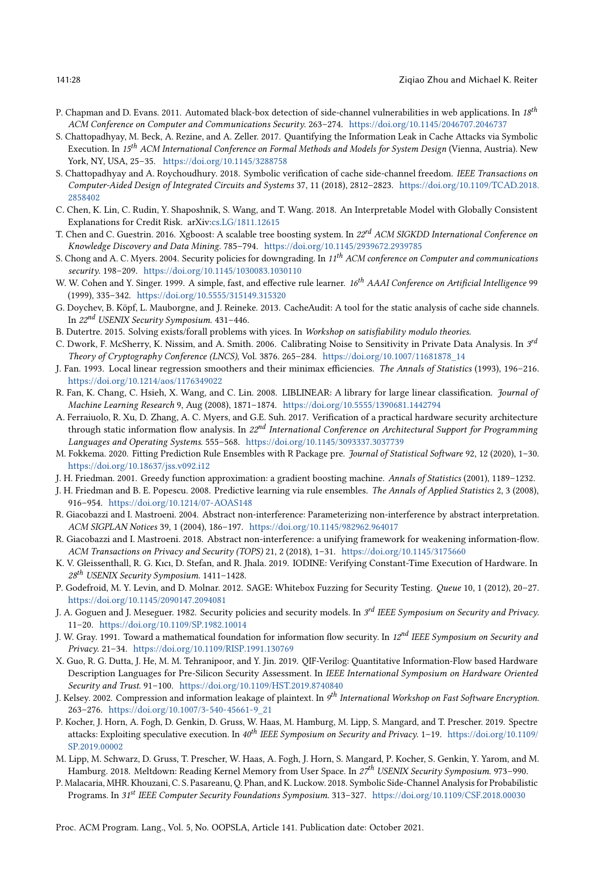P. Chapman and D. Evans. 2011. Automated black-box detection of side-channel vulnerabilities in web applications. In *18th ACM Conference on Computer and Communications Security*. 263–274. https://doi.org/10.1145/2046707.2046737

S. Chattopadhyay, M. Beck, A. Rezine, and A. Zeller. 2017. Quantifying the Information Leak in Cache Attacks via Symbolic Execution. In *15th ACM International Conference on Formal Methods and Models for System Design* (Vienna, Austria). New York, NY, USA, 25–35. https://doi.org/10.1145/3288758

S. Chattopadhyay and A. Roychoudhury. 2018. Symbolic verification of cache side-channel freedom. *IEEE Transactions on Computer-Aided Design of Integrated Circuits and Systems* 37, 11 (2018), 2812–2823. https://doi.org/10.1109/TCAD.2018.2858402

C. Chen, K. Lin, C. Rudin, Y. Shaposhnik, S. Wang, and T. Wang. 2018. An Interpretable Model with Globally Consistent Explanations for Credit Risk. arXiv:cs.LG/1811.12615

T. Chen and C. Guestrin. 2016. Xgboost: A scalable tree boosting system. In *22nd ACM SIGKDD International Conference on Knowledge Discovery and Data Mining*. 785–794. https://doi.org/10.1145/2939672.2939785

S. Chong and A. C. Myers. 2004. Security policies for downgrading. In *11th ACM conference on Computer and communications security*. 198–209. https://doi.org/10.1145/1030083.1030110

W. W. Cohen and Y. Singer. 1999. A simple, fast, and effective rule learner. *16th AAAI Conference on Artificial Intelligence* 99 (1999), 335–342. https://doi.org/10.5555/315149.315320

G. Doychev, B. Köpf, L. Mauborgne, and J. Reineke. 2013. CacheAudit: A tool for the static analysis of cache side channels. In *22nd USENIX Security Symposium*. 431–446.

B. Dutertre. 2015. Solving exists/forall problems with yices. In *Workshop on satisfiability modulo theories*.

C. Dwork, F. McSherry, K. Nissim, and A. Smith. 2006. Calibrating Noise to Sensitivity in Private Data Analysis. In *3rd Theory of Cryptography Conference (LNCS)*, Vol. 3876. 265–284. https://doi.org/10.1007/11681878_14

J. Fan. 1993. Local linear regression smoothers and their minimax efficiencies. *The Annals of Statistics* (1993), 196–216. https://doi.org/10.1214/aos/1176349022

R. Fan, K. Chang, C. Hsieh, X. Wang, and C. Lin. 2008. LIBLINEAR: A library for large linear classification. *Journal of Machine Learning Research* 9, Aug (2008), 1871–1874. https://doi.org/10.5555/1390681.1442794

A. Ferraiuolo, R. Xu, D. Zhang, A. C. Myers, and G.E. Suh. 2017. Verification of a practical hardware security architecture through static information flow analysis. In *22nd International Conference on Architectural Support for Programming Languages and Operating Systems*. 555–568. https://doi.org/10.1145/3093337.3037739

M. Fokkema. 2020. Fitting Prediction Rule Ensembles with R Package pre. *Journal of Statistical Software* 92, 12 (2020), 1–30. https://doi.org/10.18637/jss.v092.i12

J. H. Friedman. 2001. Greedy function approximation: a gradient boosting machine. *Annals of Statistics* (2001), 1189–1232.

J. H. Friedman and B. E. Popescu. 2008. Predictive learning via rule ensembles. *The Annals of Applied Statistics* 2, 3 (2008), 916–954. https://doi.org/10.1214/07-AOAS148

R. Giacobazzi and I. Mastroeni. 2004. Abstract non-interference: Parameterizing non-interference by abstract interpretation. *ACM SIGPLAN Notices* 39, 1 (2004), 186–197. https://doi.org/10.1145/982962.964017

R. Giacobazzi and I. Mastroeni. 2018. Abstract non-interference: a unifying framework for weakening information-flow. *ACM Transactions on Privacy and Security (TOPS)* 21, 2 (2018), 1–31. https://doi.org/10.1145/3175660

K. V. Gleissenthall, R. G. Kıcı, D. Stefan, and R. Jhala. 2019. IODINE: Verifying Constant-Time Execution of Hardware. In *28th USENIX Security Symposium*. 1411–1428.

P. Godefroid, M. Y. Levin, and D. Molnar. 2012. SAGE: Whitebox Fuzzing for Security Testing. *Queue* 10, 1 (2012), 20–27. https://doi.org/10.1145/2090147.2094081

J. A. Goguen and J. Meseguer. 1982. Security policies and security models. In *3rd IEEE Symposium on Security and Privacy*. 11–20. https://doi.org/10.1109/SP.1982.10014

J. W. Gray. 1991. Toward a mathematical foundation for information flow security. In *12nd IEEE Symposium on Security and Privacy*. 21–34. https://doi.org/10.1109/RISP.1991.130769

X. Guo, R. G. Dutta, J. He, M. M. Tehranipoor, and Y. Jin. 2019. QIF-Verilog: Quantitative Information-Flow based Hardware Description Languages for Pre-Silicon Security Assessment. In *IEEE International Symposium on Hardware Oriented Security and Trust*. 91–100. https://doi.org/10.1109/HST.2019.8740840

J. Kelsey. 2002. Compression and information leakage of plaintext. In *9th International Workshop on Fast Software Encryption*. 263–276. https://doi.org/10.1007/3-540-45661-9_21

P. Kocher, J. Horn, A. Fogh, D. Genkin, D. Gruss, W. Haas, M. Hamburg, M. Lipp, S. Mangard, and T. Prescher. 2019. Spectre attacks: Exploiting speculative execution. In *40th IEEE Symposium on Security and Privacy*. 1–19. https://doi.org/10.1109/SP.2019.00002

M. Lipp, M. Schwarz, D. Gruss, T. Prescher, W. Haas, A. Fogh, J. Horn, S. Mangard, P. Kocher, S. Genkin, Y. Yarom, and M. Hamburg. 2018. Meltdown: Reading Kernel Memory from User Space. In *27th USENIX Security Symposium*. 973–990.

P. Malacaria, MHR. Khouzani, C. S. Pasareanu, Q. Phan, and K. Luckow. 2018. Symbolic Side-Channel Analysis for Probabilistic Programs. In *31st IEEE Computer Security Foundations Symposium*. 313–327. https://doi.org/10.1109/CSF.2018.00030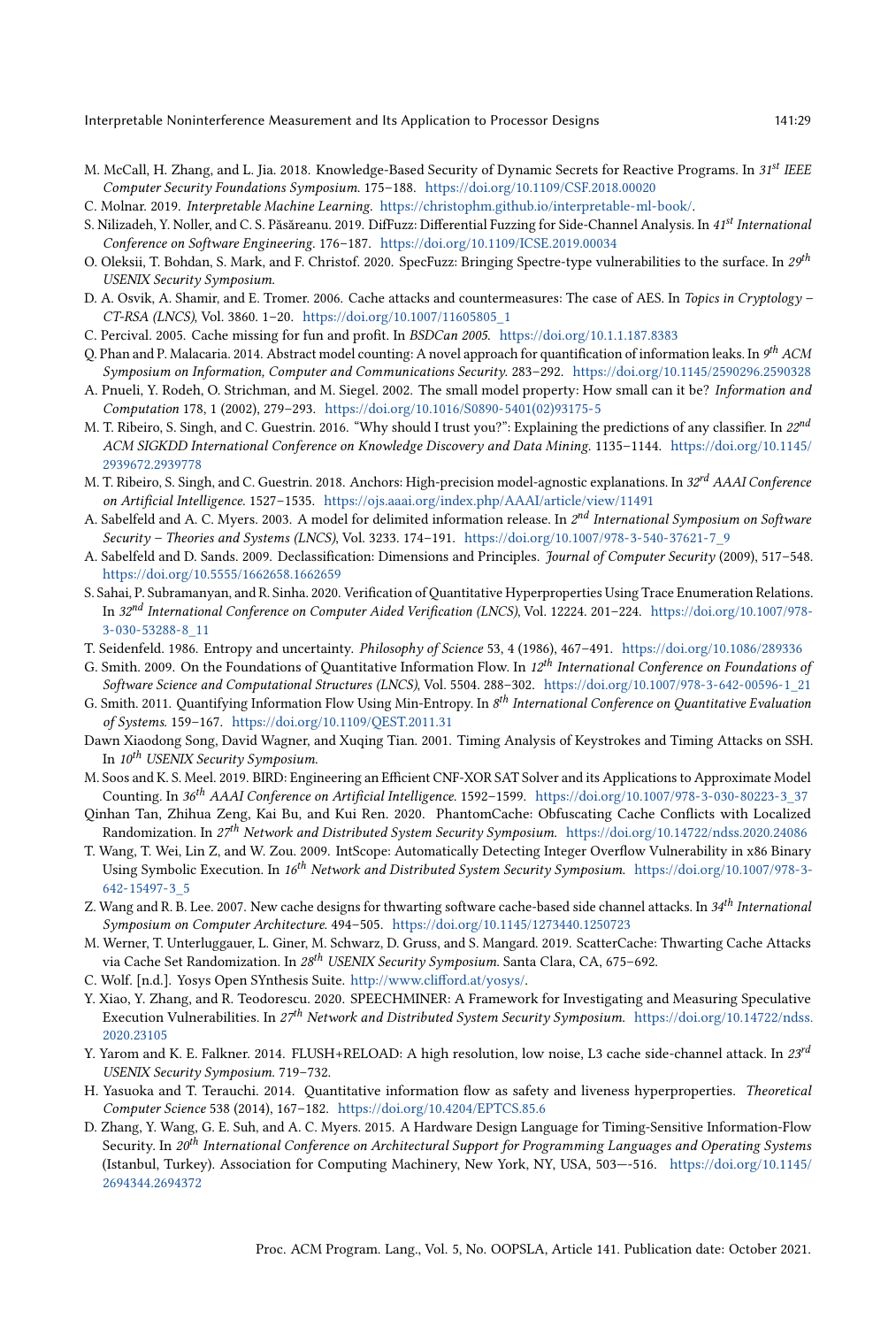M. McCall, H. Zhang, and L. Jia. 2018. Knowledge-Based Security of Dynamic Secrets for Reactive Programs. In *31st IEEE Computer Security Foundations Symposium*. 175–188. https://doi.org/10.1109/CSF.2018.00020

C. Molnar. 2019. *Interpretable Machine Learning*. https://christophm.github.io/interpretable-ml-book/.

S. Nilizadeh, Y. Noller, and C. S. Păsăreanu. 2019. DifFuzz: Differential Fuzzing for Side-Channel Analysis. In *41st International Conference on Software Engineering*. 176–187. https://doi.org/10.1109/ICSE.2019.00034

O. Oleksii, T. Bohdan, S. Mark, and F. Christof. 2020. SpecFuzz: Bringing Spectre-type vulnerabilities to the surface. In *29th USENIX Security Symposium*.

D. A. Osvik, A. Shamir, and E. Tromer. 2006. Cache attacks and countermeasures: The case of AES. In *Topics in Cryptology – CT-RSA (LNCS)*, Vol. 3860. 1–20. https://doi.org/10.1007/11605805_1

C. Percival. 2005. Cache missing for fun and profit. In *BSDCan 2005*. https://doi.org/10.1.1.187.8383

Q. Phan and P. Malacaria. 2014. Abstract model counting: A novel approach for quantification of information leaks. In *9th ACM Symposium on Information, Computer and Communications Security*. 283–292. https://doi.org/10.1145/2590296.2590328

A. Pnueli, Y. Rodeh, O. Strichman, and M. Siegel. 2002. The small model property: How small can it be? *Information and Computation* 178, 1 (2002), 279–293. https://doi.org/10.1016/S0890-5401(02)93175-5

M. T. Ribeiro, S. Singh, and C. Guestrin. 2016. "Why should I trust you?": Explaining the predictions of any classifier. In *22nd ACM SIGKDD International Conference on Knowledge Discovery and Data Mining*. 1135–1144. https://doi.org/10.1145/2939672.2939778

M. T. Ribeiro, S. Singh, and C. Guestrin. 2018. Anchors: High-precision model-agnostic explanations. In *32rd AAAI Conference on Artificial Intelligence*. 1527–1535. https://ojs.aaai.org/index.php/AAAI/article/view/11491

A. Sabelfeld and A. C. Myers. 2003. A model for delimited information release. In *2nd International Symposium on Software Security – Theories and Systems (LNCS)*, Vol. 3233. 174–191. https://doi.org/10.1007/978-3-540-37621-7_9

A. Sabelfeld and D. Sands. 2009. Declassification: Dimensions and Principles. *Journal of Computer Security* (2009), 517–548. https://doi.org/10.5555/1662658.1662659

S. Sahai, P. Subramanyan, and R. Sinha. 2020. Verification of Quantitative Hyperproperties Using Trace Enumeration Relations. In *32nd International Conference on Computer Aided Verification (LNCS)*, Vol. 12224. 201–224. https://doi.org/10.1007/978-3-030-53288-8_11

T. Seidenfeld. 1986. Entropy and uncertainty. *Philosophy of Science* 53, 4 (1986), 467–491. https://doi.org/10.1086/289336

G. Smith. 2009. On the Foundations of Quantitative Information Flow. In *12th International Conference on Foundations of Software Science and Computational Structures (LNCS)*, Vol. 5504. 288–302. https://doi.org/10.1007/978-3-642-00596-1_21

G. Smith. 2011. Quantifying Information Flow Using Min-Entropy. In *8th International Conference on Quantitative Evaluation of Systems*. 159–167. https://doi.org/10.1109/QEST.2011.31

Dawn Xiaodong Song, David Wagner, and Xuqing Tian. 2001. Timing Analysis of Keystrokes and Timing Attacks on SSH. In *10th USENIX Security Symposium*.

M. Soos and K. S. Meel. 2019. BIRD: Engineering an Efficient CNF-XOR SAT Solver and its Applications to Approximate Model Counting. In *36th AAAI Conference on Artificial Intelligence*. 1592–1599. https://doi.org/10.1007/978-3-030-80223-3_37

Qinhan Tan, Zhihua Zeng, Kai Bu, and Kui Ren. 2020. PhantomCache: Obfuscating Cache Conflicts with Localized Randomization. In *27th Network and Distributed System Security Symposium*. https://doi.org/10.14722/ndss.2020.24086

T. Wang, T. Wei, Lin Z, and W. Zou. 2009. IntScope: Automatically Detecting Integer Overflow Vulnerability in x86 Binary Using Symbolic Execution. In *16th Network and Distributed System Security Symposium*. https://doi.org/10.1007/978-3-642-15497-3_5

Z. Wang and R. B. Lee. 2007. New cache designs for thwarting software cache-based side channel attacks. In *34th International Symposium on Computer Architecture*. 494–505. https://doi.org/10.1145/1273440.1250723

M. Werner, T. Unterluggauer, L. Giner, M. Schwarz, D. Gruss, and S. Mangard. 2019. ScatterCache: Thwarting Cache Attacks via Cache Set Randomization. In *28th USENIX Security Symposium*. Santa Clara, CA, 675–692.

C. Wolf. [n.d.]. Yosys Open SYnthesis Suite. http://www.clifford.at/yosys/.

Y. Xiao, Y. Zhang, and R. Teodorescu. 2020. SPEECHMINER: A Framework for Investigating and Measuring Speculative Execution Vulnerabilities. In *27th Network and Distributed System Security Symposium*. https://doi.org/10.14722/ndss.2020.23105

Y. Yarom and K. E. Falkner. 2014. FLUSH+RELOAD: A high resolution, low noise, L3 cache side-channel attack. In *23rd USENIX Security Symposium*. 719–732.

H. Yasuoka and T. Terauchi. 2014. Quantitative information flow as safety and liveness hyperproperties. *Theoretical Computer Science* 538 (2014), 167–182. https://doi.org/10.4204/EPTCS.85.6

D. Zhang, Y. Wang, G. E. Suh, and A. C. Myers. 2015. A Hardware Design Language for Timing-Sensitive Information-Flow Security. In *20th International Conference on Architectural Support for Programming Languages and Operating Systems* (Istanbul, Turkey). Association for Computing Machinery, New York, NY, USA, 503—-516. https://doi.org/10.1145/2694344.2694372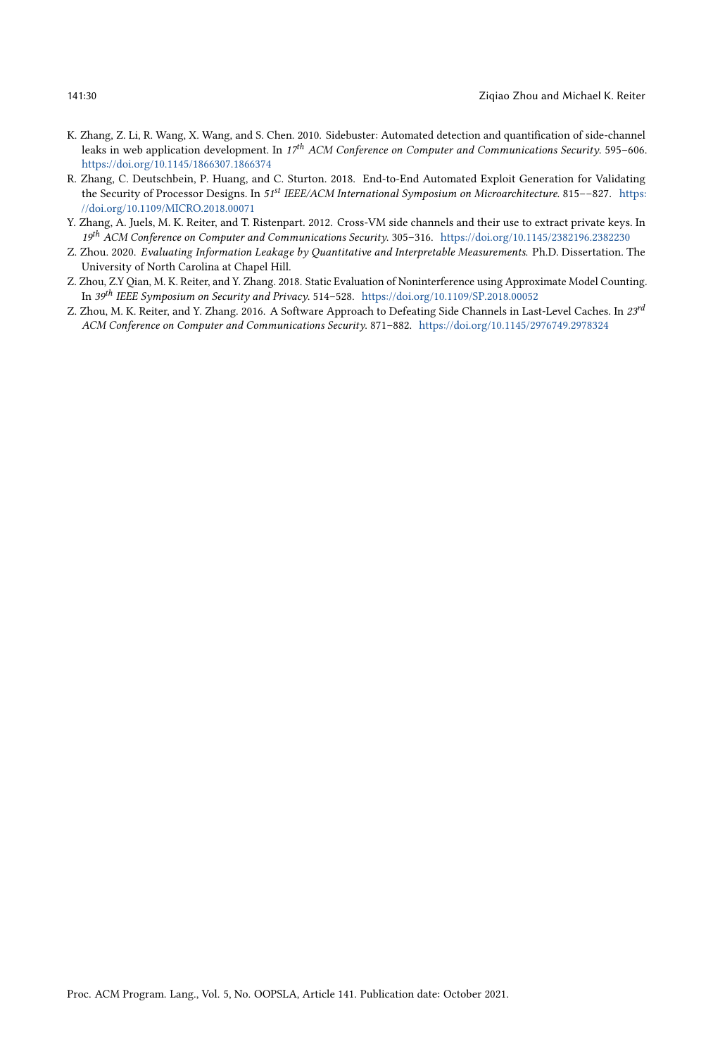K. Zhang, Z. Li, R. Wang, X. Wang, and S. Chen. 2010. Sidebuster: Automated detection and quantification of side-channel leaks in web application development. In *17th ACM Conference on Computer and Communications Security*. 595–606. https://doi.org/10.1145/1866307.1866374

R. Zhang, C. Deutschbein, P. Huang, and C. Sturton. 2018. End-to-End Automated Exploit Generation for Validating the Security of Processor Designs. In *51st IEEE/ACM International Symposium on Microarchitecture*. 815––827. https://doi.org/10.1109/MICRO.2018.00071

Y. Zhang, A. Juels, M. K. Reiter, and T. Ristenpart. 2012. Cross-VM side channels and their use to extract private keys. In *19th ACM Conference on Computer and Communications Security*. 305–316. https://doi.org/10.1145/2382196.2382230

Z. Zhou. 2020. *Evaluating Information Leakage by Quantitative and Interpretable Measurements*. Ph.D. Dissertation. The University of North Carolina at Chapel Hill.

Z. Zhou, Z.Y Qian, M. K. Reiter, and Y. Zhang. 2018. Static Evaluation of Noninterference using Approximate Model Counting. In *39th IEEE Symposium on Security and Privacy*. 514–528. https://doi.org/10.1109/SP.2018.00052

Z. Zhou, M. K. Reiter, and Y. Zhang. 2016. A Software Approach to Defeating Side Channels in Last-Level Caches. In *23rd ACM Conference on Computer and Communications Security*. 871–882. https://doi.org/10.1145/2976749.2978324